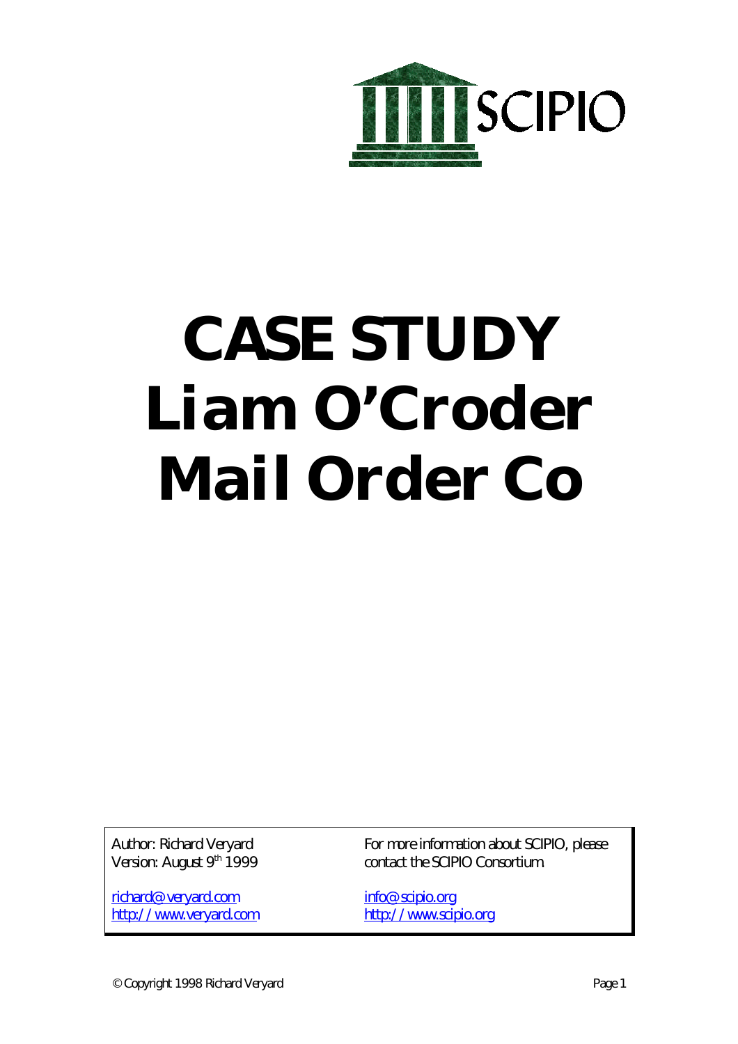SCIPIO

# CASE STUDY Liam O'Croder Mail Order Co

Author: Richard Veryard
Version: August 9th 1999

richard@veryard.com
http://www.veryard.com

For more information about SCIPIO, please contact the SCIPIO Consortium

info@scipio.org
http://www.scipio.org

© Copyright 1998 Richard Veryard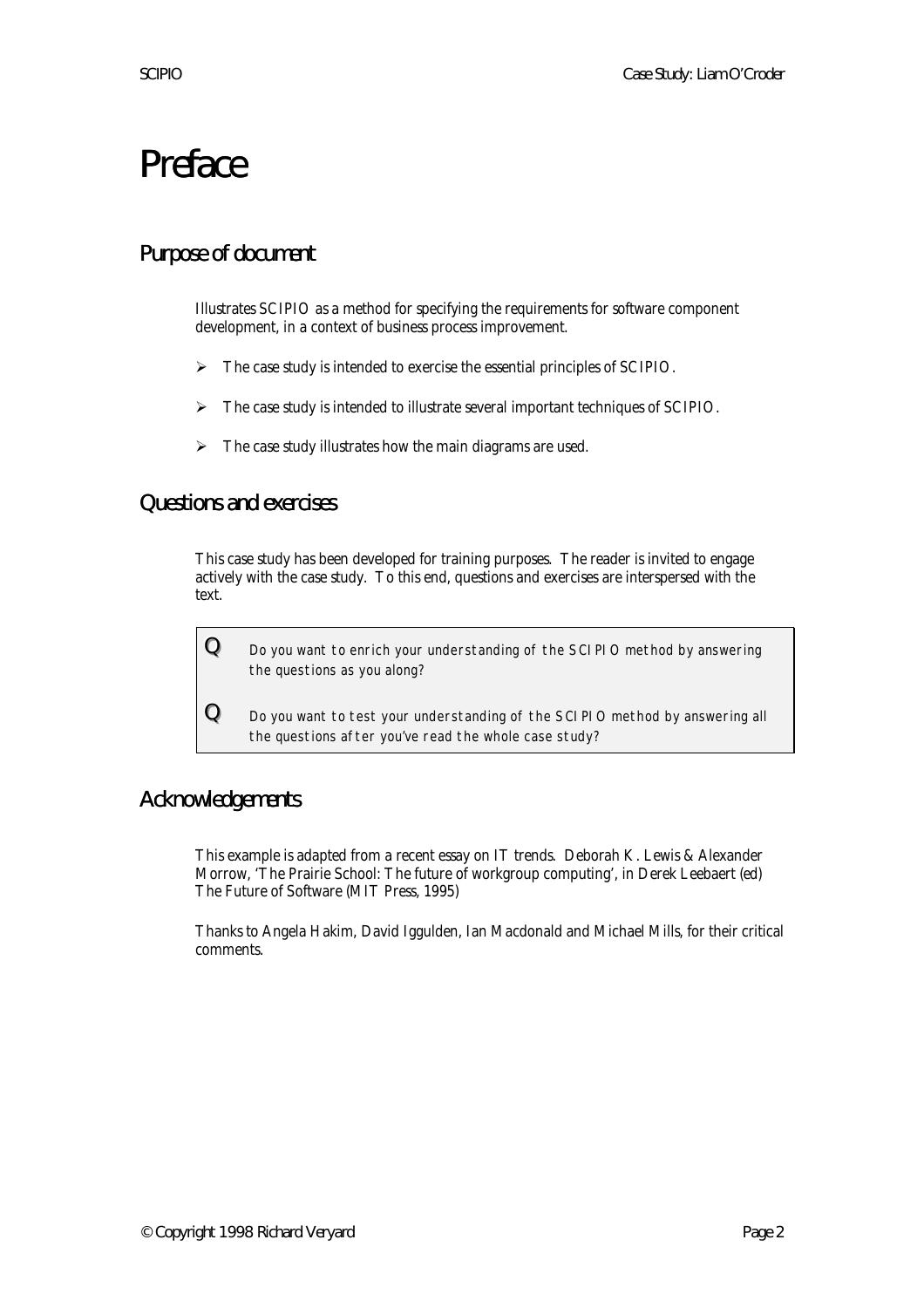# Preface

## Purpose of document

Illustrates SCIPIO as a method for specifying the requirements for software component development, in a context of business process improvement.

- The case study is intended to exercise the essential principles of SCIPIO.
- The case study is intended to illustrate several important techniques of SCIPIO.
- The case study illustrates how the main diagrams are used.

## Questions and exercises

This case study has been developed for training purposes. The reader is invited to engage actively with the case study. To this end, questions and exercises are interspersed with the text.

> **Q** *Do you want to enrich your understanding of the SCIPIO method by answering the questions as you along?*
>
> **Q** *Do you want to test your understanding of the SCIPIO method by answering all the questions after you've read the whole case study?*

## Acknowledgements

This example is adapted from a recent essay on IT trends. Deborah K. Lewis & Alexander Morrow, 'The Prairie School: The future of workgroup computing', in Derek Leebaert (ed) The Future of Software (MIT Press, 1995)

Thanks to Angela Hakim, David Iggulden, Ian Macdonald and Michael Mills, for their critical comments.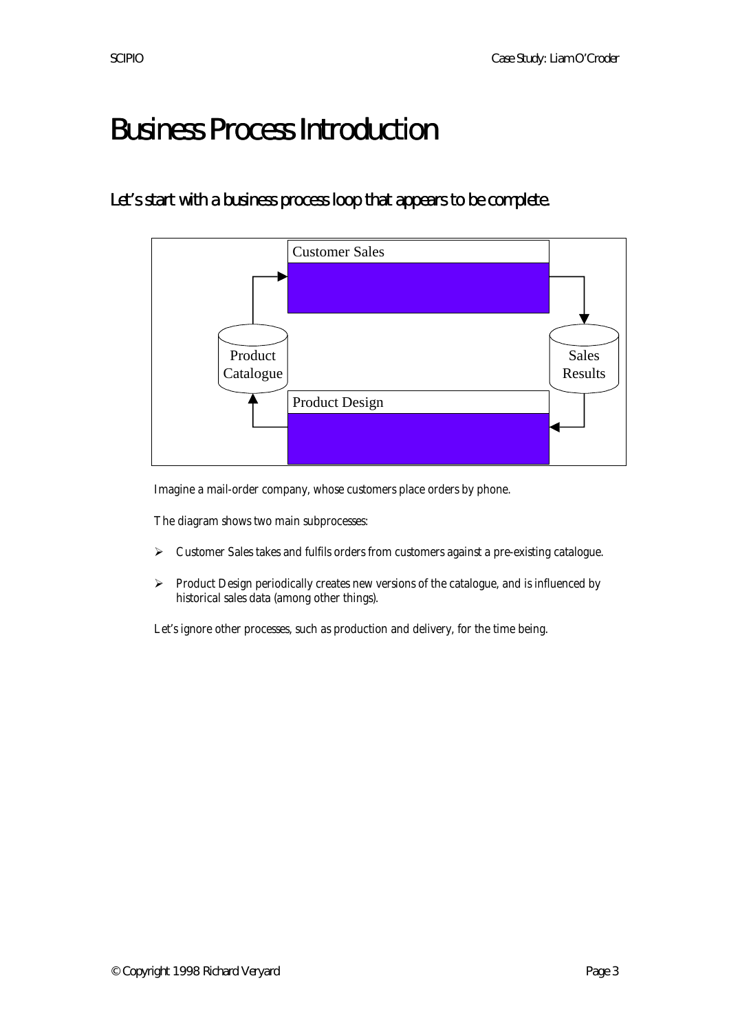# Business Process Introduction

## Let's start with a business process loop that appears to be complete.

Imagine a mail-order company, whose customers place orders by phone.

The diagram shows two main subprocesses:

- Customer Sales takes and fulfils orders from customers against a pre-existing catalogue.
- Product Design periodically creates new versions of the catalogue, and is influenced by historical sales data (among other things).

Let's ignore other processes, such as production and delivery, for the time being.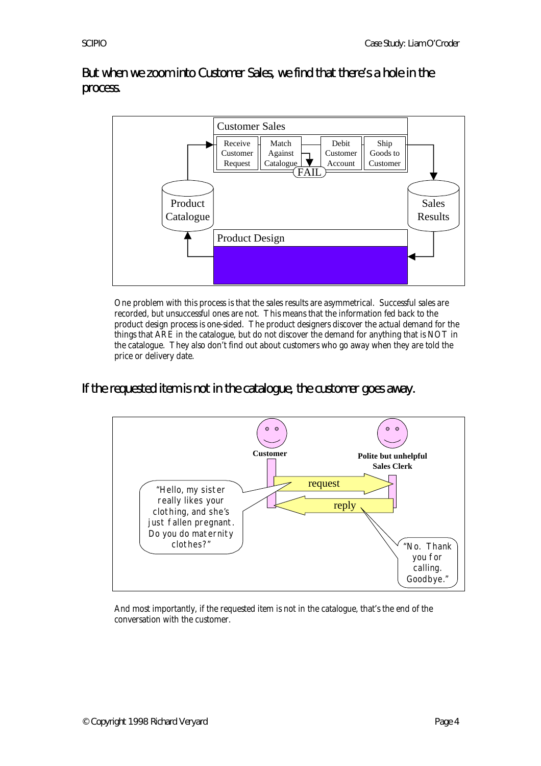## But when we zoom into Customer Sales, we find that there's a hole in the process.

One problem with this process is that the sales results are asymmetrical. Successful sales are recorded, but unsuccessful ones are not. This means that the information fed back to the product design process is one-sided. The product designers discover the actual demand for the things that ARE in the catalogue, but do not discover the demand for anything that is NOT in the catalogue. They also don't find out about customers who go away when they are told the price or delivery date.

## If the requested item is not in the catalogue, the customer goes away.

And most importantly, if the requested item is not in the catalogue, that's the end of the conversation with the customer.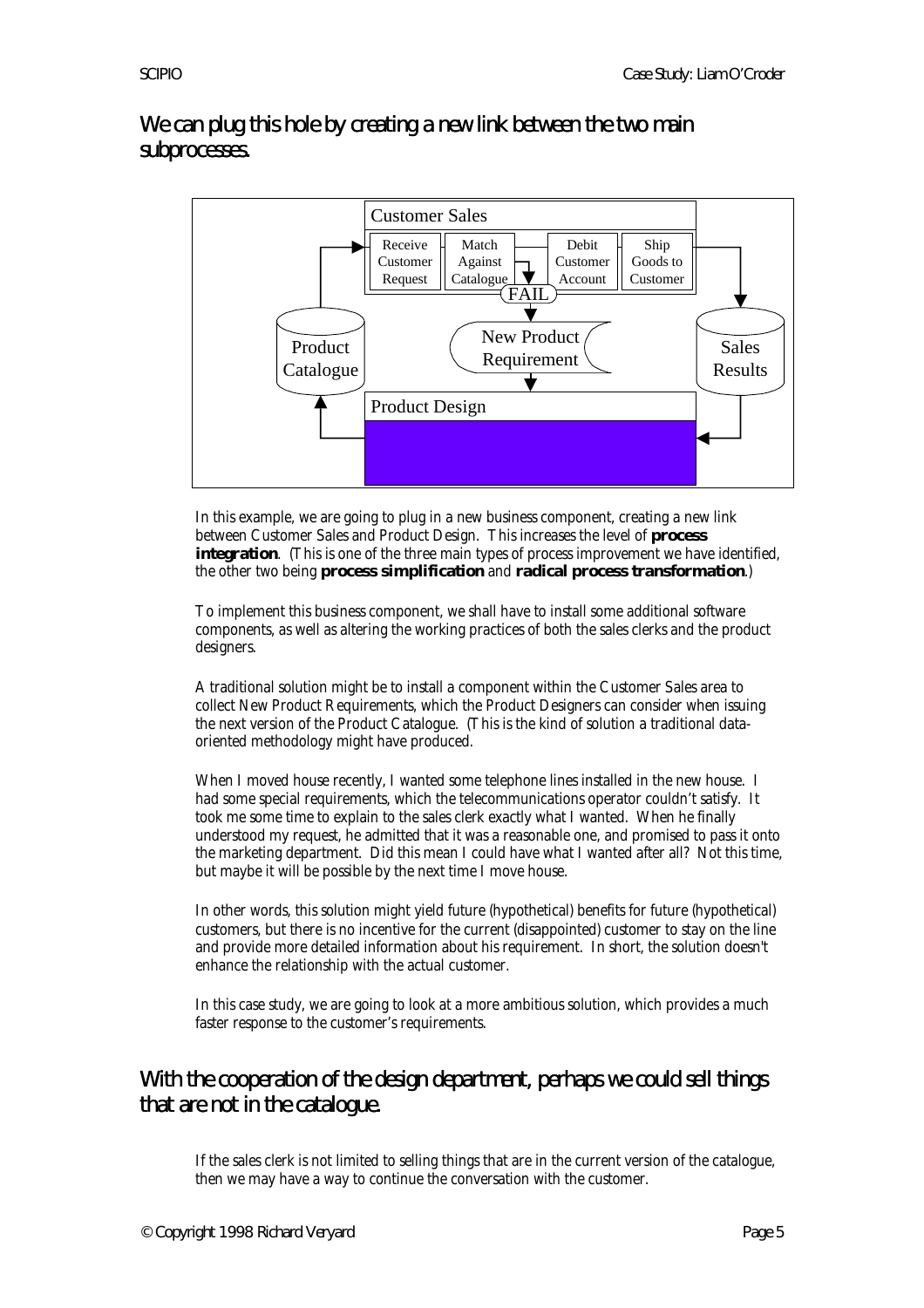## We can plug this hole by creating a new link between the two main subprocesses.

In this example, we are going to plug in a new business component, creating a new link between Customer Sales and Product Design. This increases the level of **process integration**. (This is one of the three main types of process improvement we have identified, the other two being **process simplification** and **radical process transformation**.)

To implement this business component, we shall have to install some additional software components, as well as altering the working practices of both the sales clerks and the product designers.

A traditional solution might be to install a component within the Customer Sales area to collect New Product Requirements, which the Product Designers can consider when issuing the next version of the Product Catalogue. (This is the kind of solution a traditional data-oriented methodology might have produced.

When I moved house recently, I wanted some telephone lines installed in the new house. I had some special requirements, which the telecommunications operator couldn't satisfy. It took me some time to explain to the sales clerk exactly what I wanted. When he finally understood my request, he admitted that it was a reasonable one, and promised to pass it onto the marketing department. Did this mean I could have what I wanted after all? Not this time, but maybe it will be possible by the next time I move house.

In other words, this solution might yield future (hypothetical) benefits for future (hypothetical) customers, but there is no incentive for the current (disappointed) customer to stay on the line and provide more detailed information about his requirement. In short, the solution doesn't enhance the relationship with the actual customer.

In this case study, we are going to look at a more ambitious solution, which provides a much faster response to the customer's requirements.

## With the cooperation of the design department, perhaps we could sell things that are not in the catalogue.

If the sales clerk is not limited to selling things that are in the current version of the catalogue, then we may have a way to continue the conversation with the customer.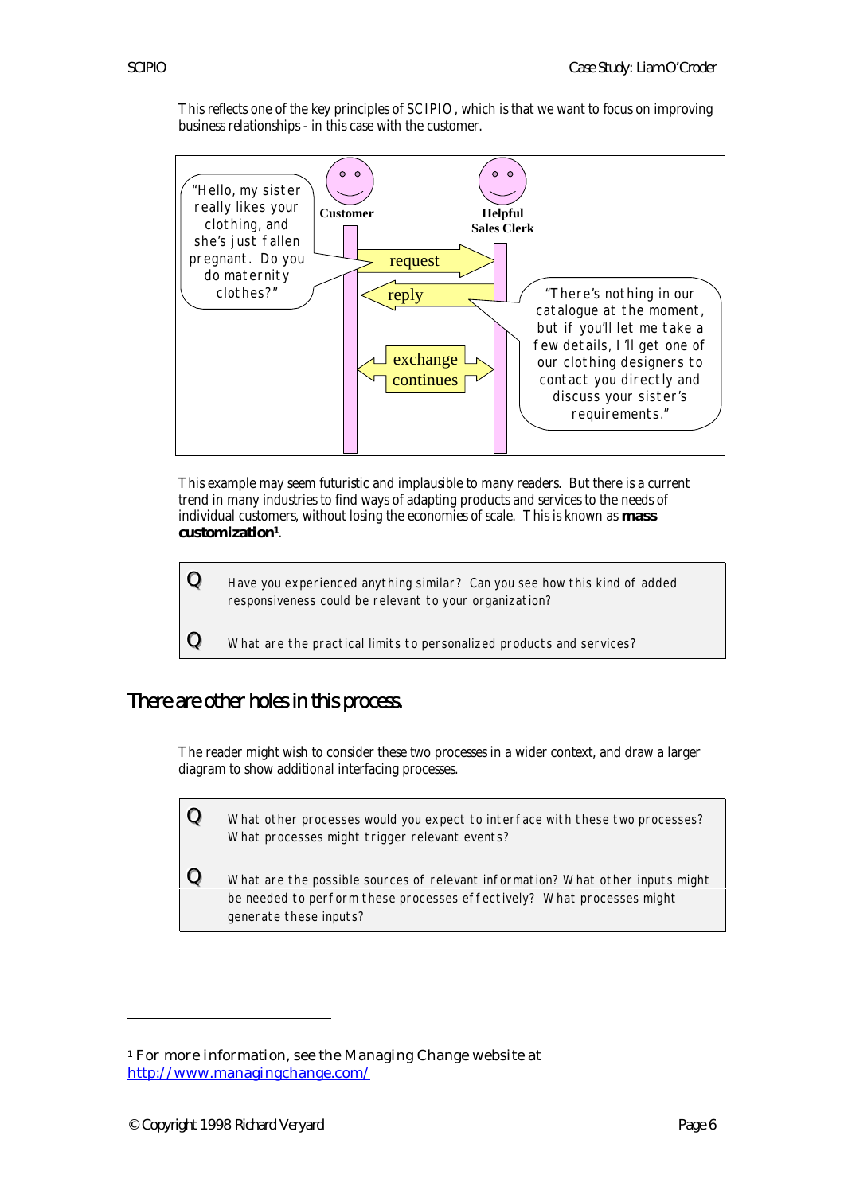This reflects one of the key principles of SCIPIO, which is that we want to focus on improving business relationships - in this case with the customer.

"Hello, my sister really likes your clothing, and she's just fallen pregnant. Do you do maternity clothes?"

**Customer** — request → **Helpful Sales Clerk**

reply ← 

exchange continues

"There's nothing in our catalogue at the moment, but if you'll let me take a few details, I'll get one of our clothing designers to contact you directly and discuss your sister's requirements."

This example may seem futuristic and implausible to many readers. But there is a current trend in many industries to find ways of adapting products and services to the needs of individual customers, without losing the economies of scale. This is known as **mass customization**[1].

> **Q** Have you experienced anything similar? Can you see how this kind of added responsiveness could be relevant to your organization?
>
> **Q** What are the practical limits to personalized products and services?

## There are other holes in this process.

The reader might wish to consider these two processes in a wider context, and draw a larger diagram to show additional interfacing processes.

> **Q** What other processes would you expect to interface with these two processes? What processes might trigger relevant events?
>
> **Q** What are the possible sources of relevant information? What other inputs might be needed to perform these processes effectively? What processes might generate these inputs?

---

[1] For more information, see the Managing Change website at http://www.managingchange.com/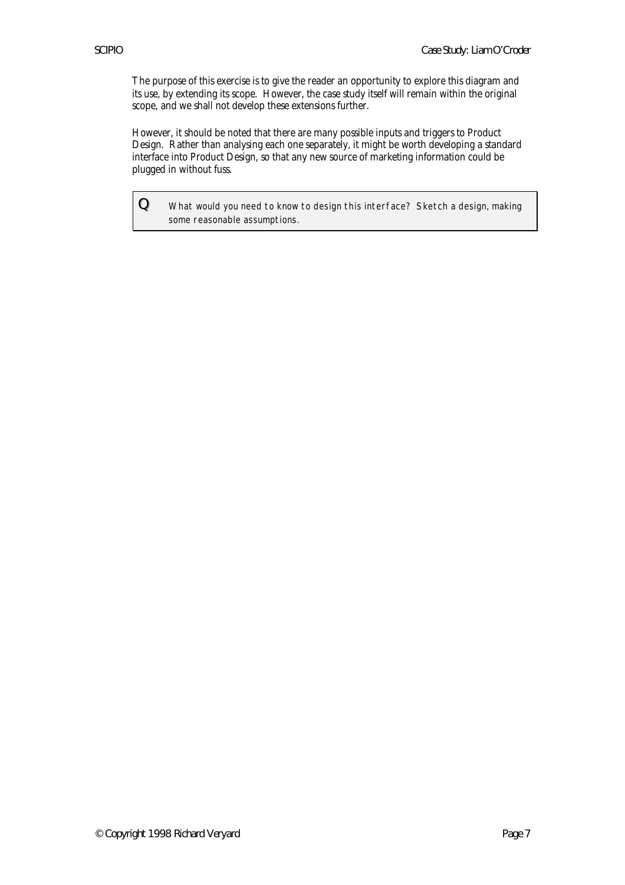The purpose of this exercise is to give the reader an opportunity to explore this diagram and its use, by extending its scope. However, the case study itself will remain within the original scope, and we shall not develop these extensions further.

However, it should be noted that there are many possible inputs and triggers to Product Design. Rather than analysing each one separately, it might be worth developing a standard interface into Product Design, so that any new source of marketing information could be plugged in without fuss.

> **Q** *What would you need to know to design this interface? Sketch a design, making some reasonable assumptions.*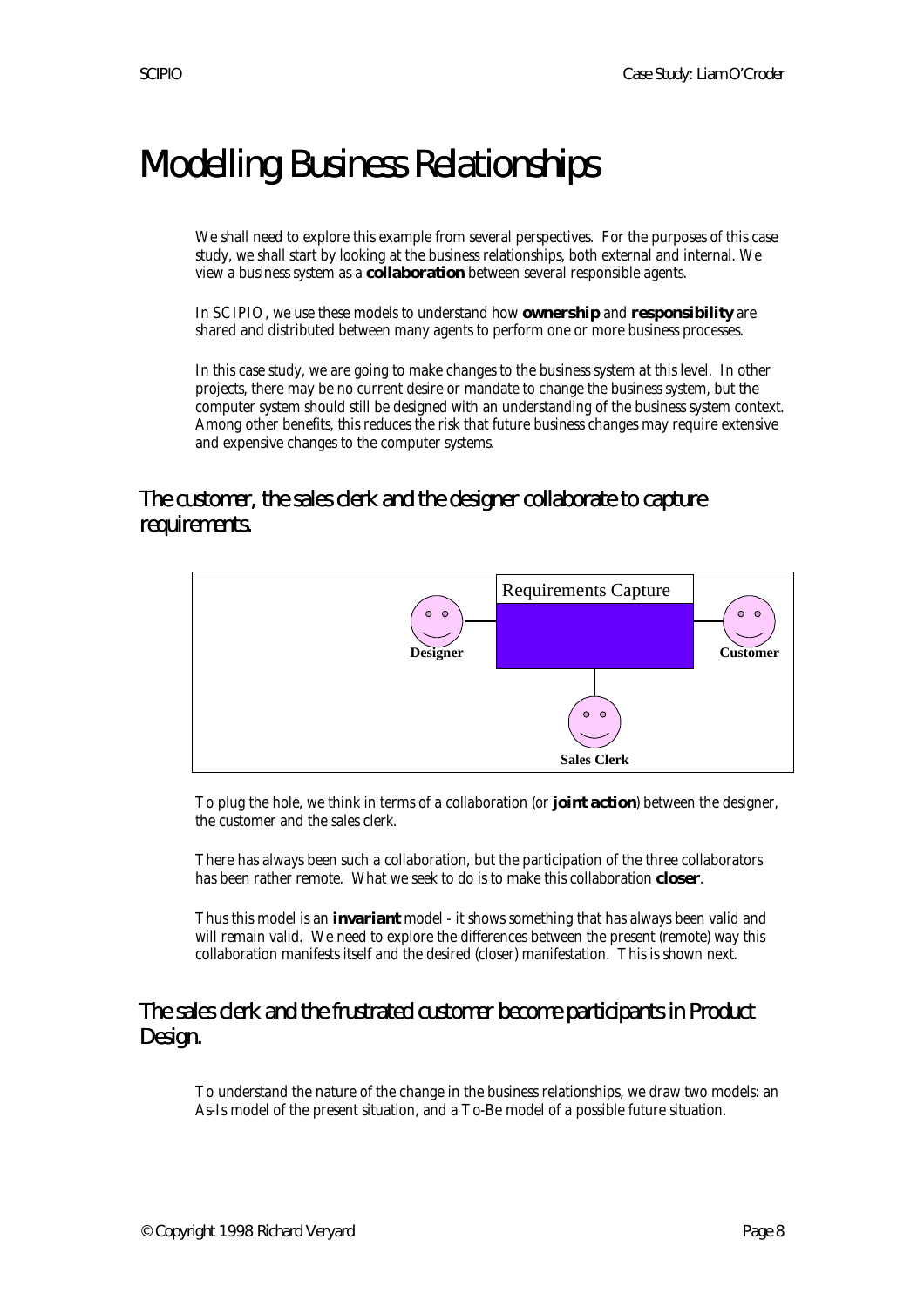# Modelling Business Relationships

We shall need to explore this example from several perspectives. For the purposes of this case study, we shall start by looking at the business relationships, both external and internal. We view a business system as a **collaboration** between several responsible agents.

In SCIPIO, we use these models to understand how **ownership** and **responsibility** are shared and distributed between many agents to perform one or more business processes.

In this case study, we are going to make changes to the business system at this level. In other projects, there may be no current desire or mandate to change the business system, but the computer system should still be designed with an understanding of the business system context. Among other benefits, this reduces the risk that future business changes may require extensive and expensive changes to the computer systems.

## The customer, the sales clerk and the designer collaborate to capture requirements.

Requirements Capture

Designer

Customer

Sales Clerk

To plug the hole, we think in terms of a collaboration (or **joint action**) between the designer, the customer and the sales clerk.

There has always been such a collaboration, but the participation of the three collaborators has been rather remote. What we seek to do is to make this collaboration **closer**.

Thus this model is an **invariant** model - it shows something that has always been valid and will remain valid. We need to explore the differences between the present (remote) way this collaboration manifests itself and the desired (closer) manifestation. This is shown next.

## The sales clerk and the frustrated customer become participants in Product Design.

To understand the nature of the change in the business relationships, we draw two models: an As-Is model of the present situation, and a To-Be model of a possible future situation.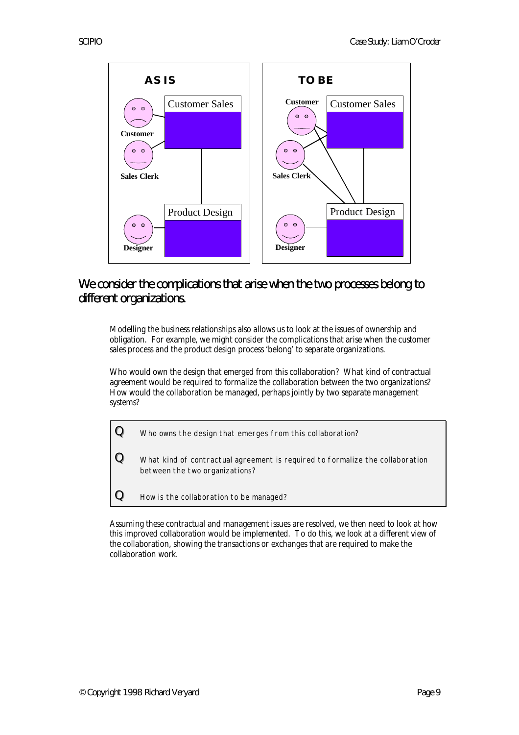## We consider the complications that arise when the two processes belong to different organizations.

Modelling the business relationships also allows us to look at the issues of ownership and obligation. For example, we might consider the complications that arise when the customer sales process and the product design process 'belong' to separate organizations.

Who would own the design that emerged from this collaboration? What kind of contractual agreement would be required to formalize the collaboration between the two organizations? How would the collaboration be managed, perhaps jointly by two separate management systems?

**Q** Who owns the design that emerges from this collaboration?

**Q** What kind of contractual agreement is required to formalize the collaboration between the two organizations?

**Q** How is the collaboration to be managed?

Assuming these contractual and management issues are resolved, we then need to look at how this improved collaboration would be implemented. To do this, we look at a different view of the collaboration, showing the transactions or exchanges that are required to make the collaboration work.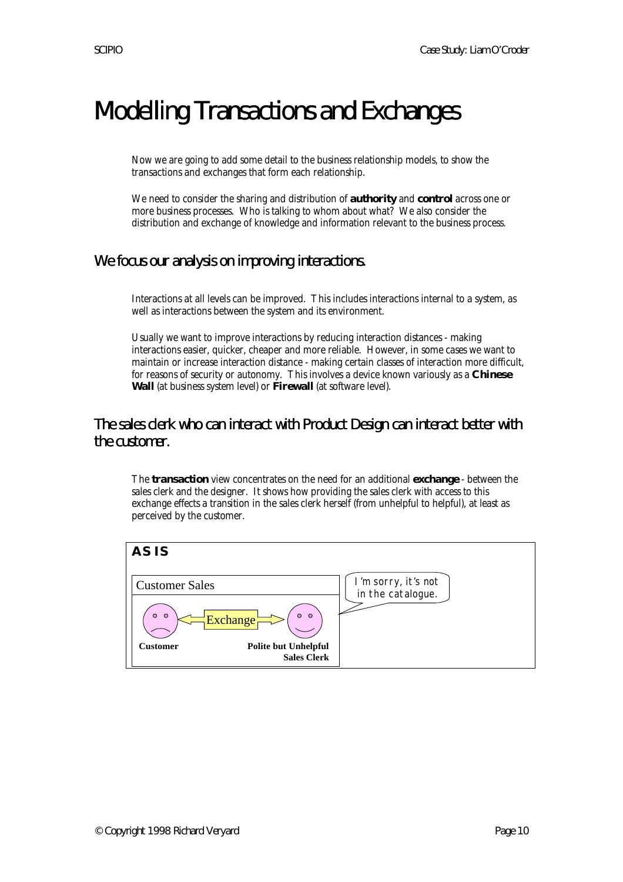# Modelling Transactions and Exchanges

Now we are going to add some detail to the business relationship models, to show the transactions and exchanges that form each relationship.

We need to consider the sharing and distribution of **authority** and **control** across one or more business processes. Who is talking to whom about what? We also consider the distribution and exchange of knowledge and information relevant to the business process.

## We focus our analysis on improving interactions.

Interactions at all levels can be improved. This includes interactions internal to a system, as well as interactions between the system and its environment.

Usually we want to improve interactions by reducing interaction distances - making interactions easier, quicker, cheaper and more reliable. However, in some cases we want to maintain or increase interaction distance - making certain classes of interaction more difficult, for reasons of security or autonomy. This involves a device known variously as a **Chinese Wall** (at business system level) or **Firewall** (at software level).

## The sales clerk who can interact with Product Design can interact better with the customer.

The **transaction** view concentrates on the need for an additional **exchange** - between the sales clerk and the designer. It shows how providing the sales clerk with access to this exchange effects a transition in the sales clerk herself (from unhelpful to helpful), at least as perceived by the customer.

**AS IS**

Customer Sales

Customer ⟷ Exchange ⟷ Polite but Unhelpful Sales Clerk

"I'm sorry, it's not in the catalogue."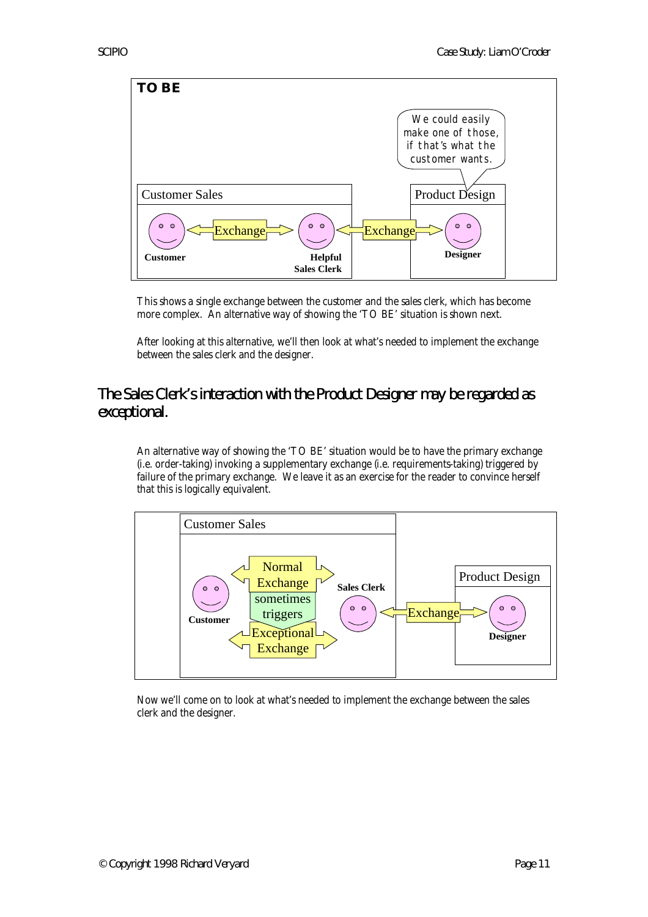**TO BE**

Customer Sales — Customer ⟷ Exchange ⟷ Helpful Sales Clerk ⟷ Exchange ⟷ Product Design — Designer

"We could easily make one of those, if that's what the customer wants."

This shows a single exchange between the customer and the sales clerk, which has become more complex. An alternative way of showing the 'TO BE' situation is shown next.

After looking at this alternative, we'll then look at what's needed to implement the exchange between the sales clerk and the designer.

## The Sales Clerk's interaction with the Product Designer may be regarded as exceptional.

An alternative way of showing the 'TO BE' situation would be to have the primary exchange (i.e. order-taking) invoking a supplementary exchange (i.e. requirements-taking) triggered by failure of the primary exchange. We leave it as an exercise for the reader to convince herself that this is logically equivalent.

Customer Sales — Customer ⟷ Normal Exchange (sometimes triggers) Exceptional Exchange ⟷ Sales Clerk ⟷ Exchange ⟷ Product Design — Designer

Now we'll come on to look at what's needed to implement the exchange between the sales clerk and the designer.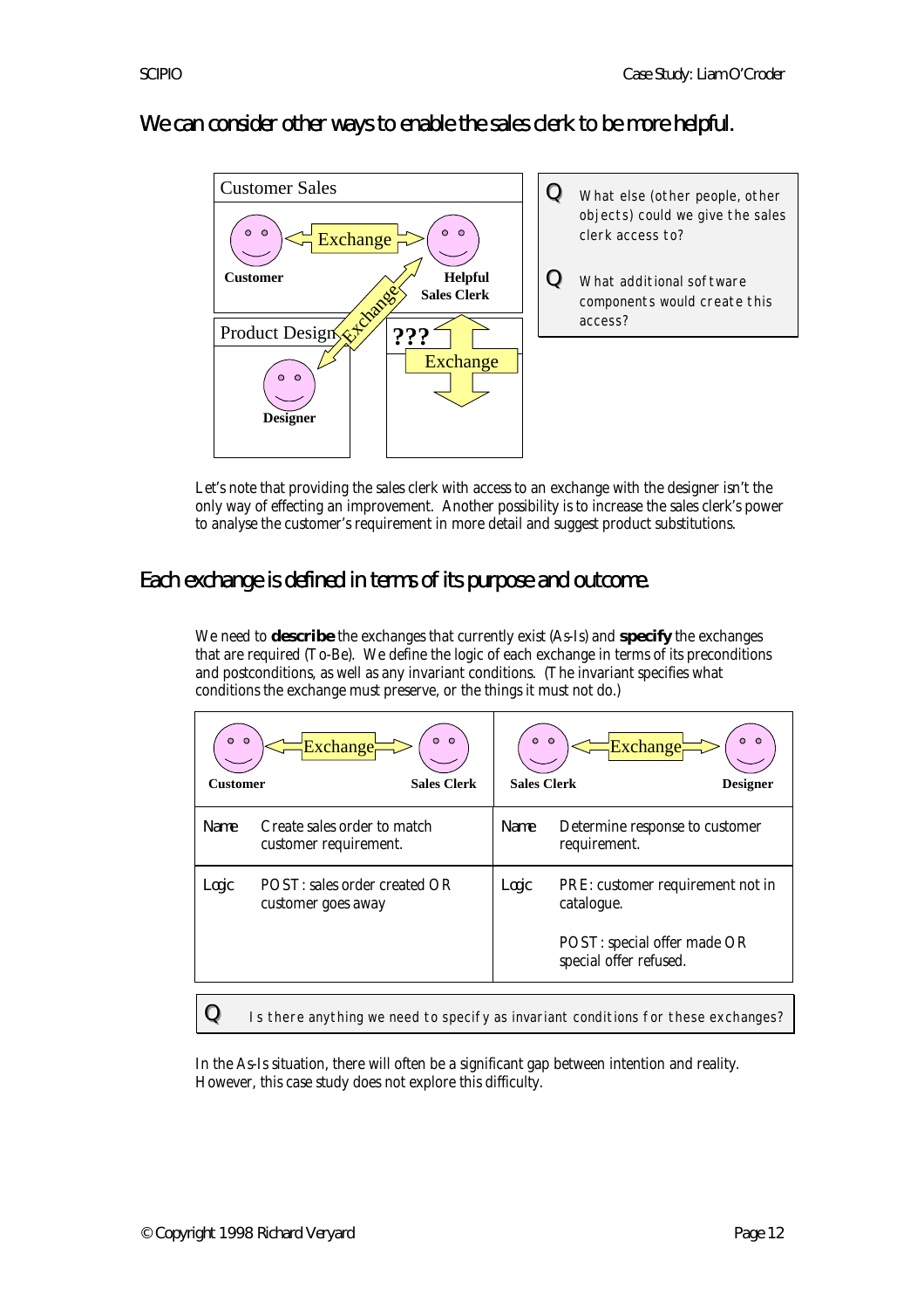## We can consider other ways to enable the sales clerk to be more helpful.

Customer Sales

Customer — Exchange — Helpful Sales Clerk

Product Design — Exchange

Designer

??? Exchange

> **Q** What else (other people, other objects) could we give the sales clerk access to?
>
> **Q** What additional software components would create this access?

Let's note that providing the sales clerk with access to an exchange with the designer isn't the only way of effecting an improvement. Another possibility is to increase the sales clerk's power to analyse the customer's requirement in more detail and suggest product substitutions.

## Each exchange is defined in terms of its purpose and outcome.

We need to **describe** the exchanges that currently exist (As-Is) and **specify** the exchanges that are required (To-Be). We define the logic of each exchange in terms of its preconditions and postconditions, as well as any invariant conditions. (The invariant specifies what conditions the exchange must preserve, or the things it must not do.)

| Customer — Exchange — Sales Clerk | | Sales Clerk — Exchange — Designer | |
|---|---|---|---|
| Name | Create sales order to match customer requirement. | Name | Determine response to customer requirement. |
| Logic | POST: sales order created OR customer goes away | Logic | PRE: customer requirement not in catalogue.<br><br>POST: special offer made OR special offer refused. |

> **Q** Is there anything we need to specify as invariant conditions for these exchanges?

In the As-Is situation, there will often be a significant gap between intention and reality. However, this case study does not explore this difficulty.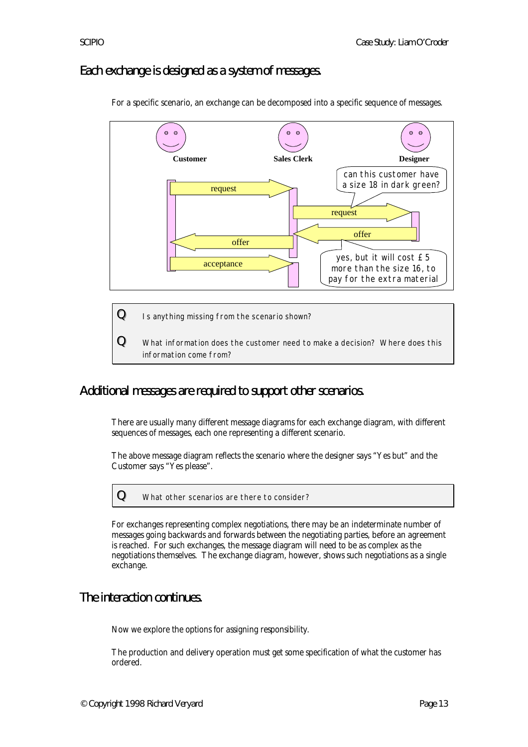## Each exchange is designed as a system of messages.

For a specific scenario, an exchange can be decomposed into a specific sequence of messages.

Customer — Sales Clerk — Designer

- Customer → Sales Clerk: request
- Sales Clerk → Designer: request ("can this customer have a size 18 in dark green?")
- Designer → Sales Clerk: offer ("yes, but it will cost £5 more than the size 16, to pay for the extra material")
- Sales Clerk → Customer: offer
- Customer → Sales Clerk: acceptance

> **Q** Is anything missing from the scenario shown?
>
> **Q** What information does the customer need to make a decision? Where does this information come from?

## Additional messages are required to support other scenarios.

There are usually many different message diagrams for each exchange diagram, with different sequences of messages, each one representing a different scenario.

The above message diagram reflects the scenario where the designer says "Yes but" and the Customer says "Yes please".

> **Q** What other scenarios are there to consider?

For exchanges representing complex negotiations, there may be an indeterminate number of messages going backwards and forwards between the negotiating parties, before an agreement is reached. For such exchanges, the message diagram will need to be as complex as the negotiations themselves. The exchange diagram, however, shows such negotiations as a single exchange.

## The interaction continues.

Now we explore the options for assigning responsibility.

The production and delivery operation must get some specification of what the customer has ordered.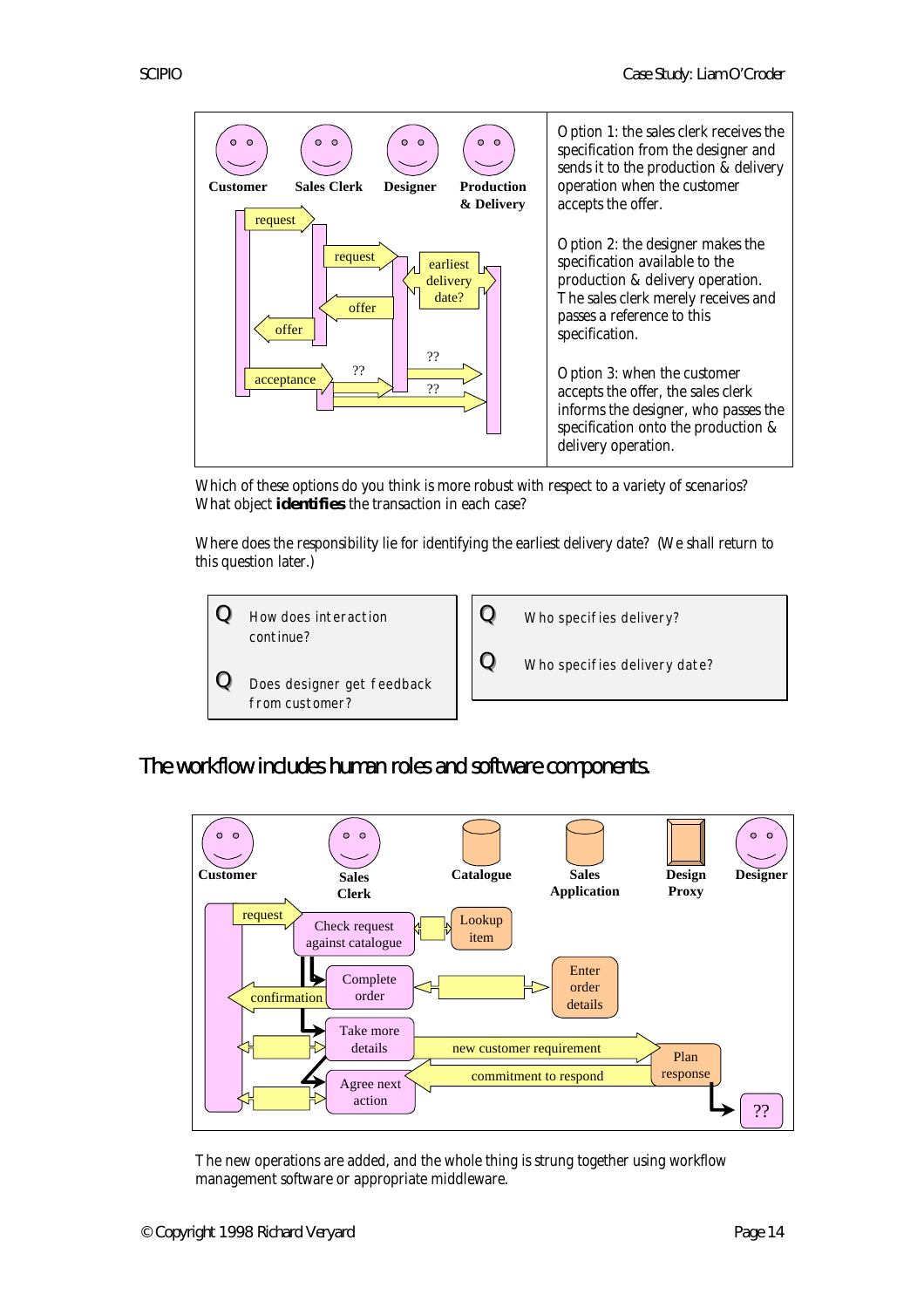| | |
|---|---|
| (diagram: Customer, Sales Clerk, Designer, Production & Delivery — request, request, earliest delivery date?, offer, offer, acceptance, ??, ??, ??) | Option 1: the sales clerk receives the specification from the designer and sends it to the production & delivery operation when the customer accepts the offer.<br><br>Option 2: the designer makes the specification available to the production & delivery operation. The sales clerk merely receives and passes a reference to this specification.<br><br>Option 3: when the customer accepts the offer, the sales clerk informs the designer, who passes the specification onto the production & delivery operation. |

Which of these options do you think is more robust with respect to a variety of scenarios? What object **identifies** the transaction in each case?

Where does the responsibility lie for identifying the earliest delivery date? (We shall return to this question later.)

> **Q** How does interaction continue?
>
> **Q** Does designer get feedback from customer?

> **Q** Who specifies delivery?
>
> **Q** Who specifies delivery date?

## The workflow includes human roles and software components.

(diagram: Customer, Sales Clerk, Catalogue, Sales Application, Design Proxy, Designer — request; Check request against catalogue; Lookup item; Complete order; confirmation; Enter order details; Take more details; new customer requirement; Plan response; commitment to respond; Agree next action; ??)

The new operations are added, and the whole thing is strung together using workflow management software or appropriate middleware.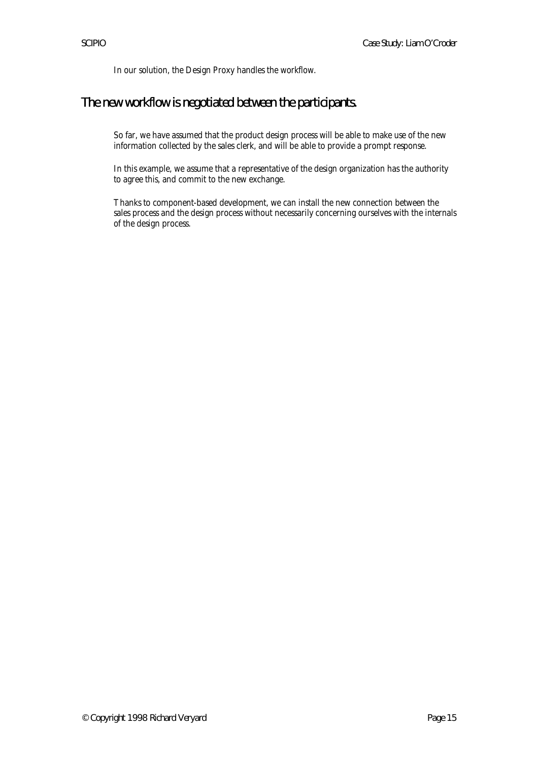In our solution, the Design Proxy handles the workflow.

## The new workflow is negotiated between the participants.

So far, we have assumed that the product design process will be able to make use of the new information collected by the sales clerk, and will be able to provide a prompt response.

In this example, we assume that a representative of the design organization has the authority to agree this, and commit to the new exchange.

Thanks to component-based development, we can install the new connection between the sales process and the design process without necessarily concerning ourselves with the internals of the design process.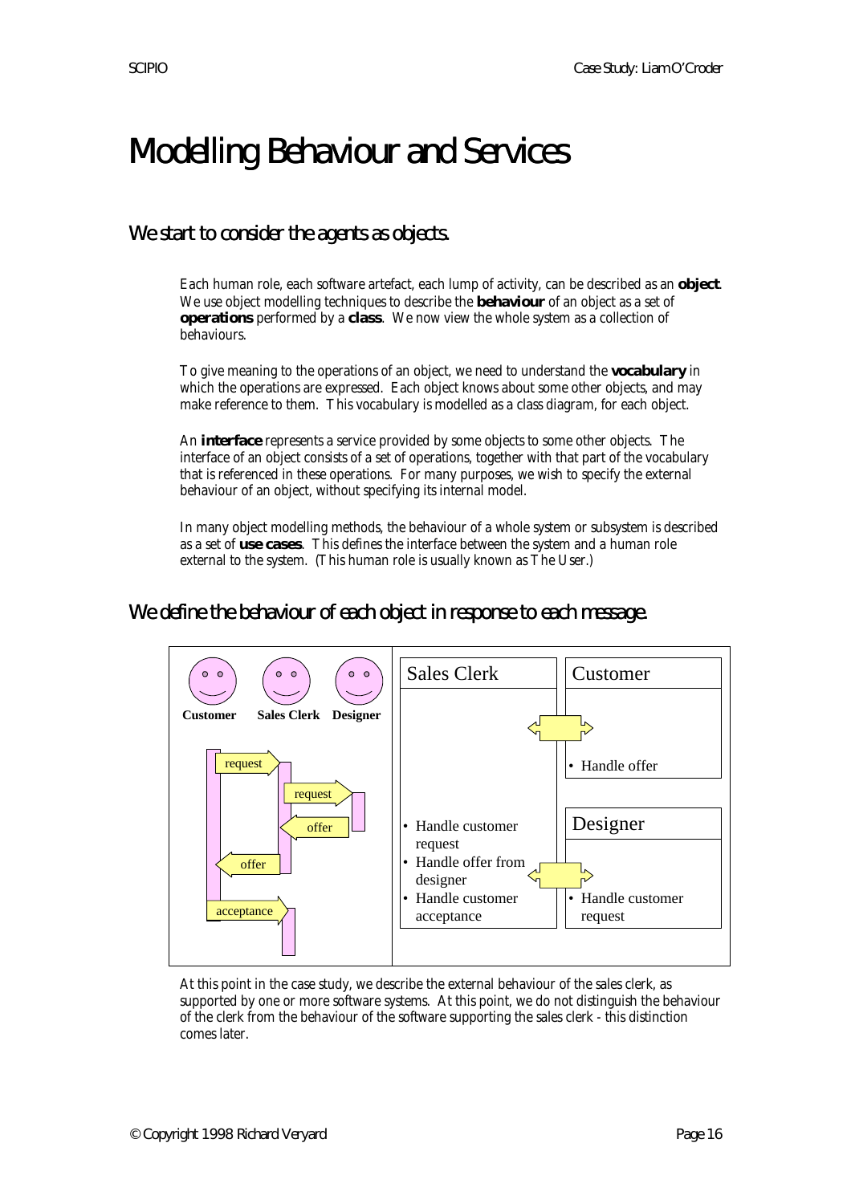# Modelling Behaviour and Services

## We start to consider the agents as objects.

Each human role, each software artefact, each lump of activity, can be described as an **object**. We use object modelling techniques to describe the **behaviour** of an object as a set of **operations** performed by a **class**. We now view the whole system as a collection of behaviours.

To give meaning to the operations of an object, we need to understand the **vocabulary** in which the operations are expressed. Each object knows about some other objects, and may make reference to them. This vocabulary is modelled as a class diagram, for each object.

An **interface** represents a service provided by some objects to some other objects. The interface of an object consists of a set of operations, together with that part of the vocabulary that is referenced in these operations. For many purposes, we wish to specify the external behaviour of an object, without specifying its internal model.

In many object modelling methods, the behaviour of a whole system or subsystem is described as a set of **use cases**. This defines the interface between the system and a human role external to the system. (This human role is usually known as The User.)

## We define the behaviour of each object in response to each message.

Customer | Sales Clerk | Designer

request → request → offer → offer → acceptance

**Sales Clerk**
- Handle customer request
- Handle offer from designer
- Handle customer acceptance

**Customer**
- Handle offer

**Designer**
- Handle customer request

At this point in the case study, we describe the external behaviour of the sales clerk, as supported by one or more software systems. At this point, we do not distinguish the behaviour of the clerk from the behaviour of the software supporting the sales clerk - this distinction comes later.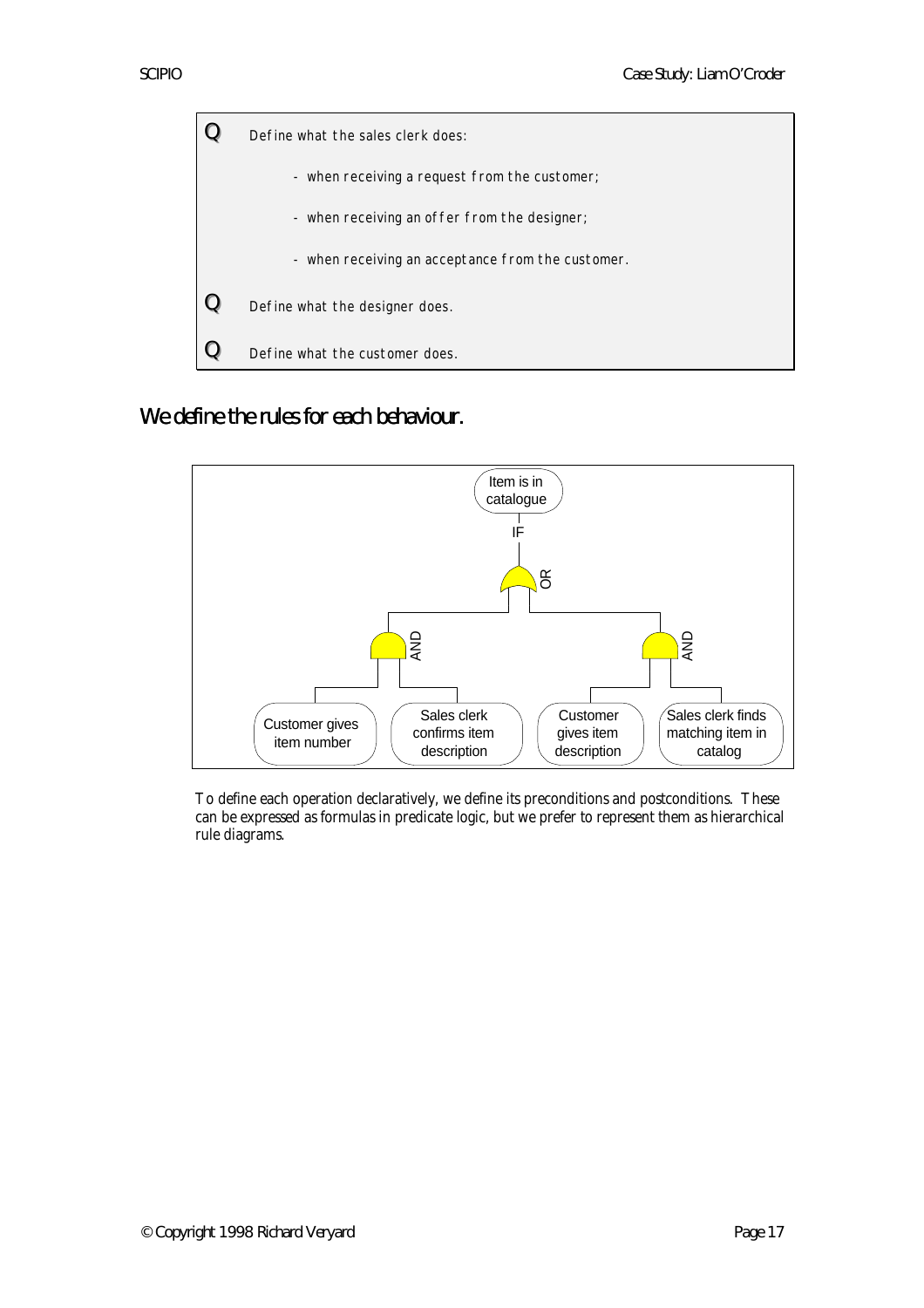**Q** Define what the sales clerk does:

- when receiving a request from the customer;
- when receiving an offer from the designer;
- when receiving an acceptance from the customer.

**Q** Define what the designer does.

**Q** Define what the customer does.

## We define the rules for each behaviour.

Item is in catalogue

IF

OR

AND

AND

Customer gives item number

Sales clerk confirms item description

Customer gives item description

Sales clerk finds matching item in catalog

To define each operation declaratively, we define its preconditions and postconditions. These can be expressed as formulas in predicate logic, but we prefer to represent them as hierarchical rule diagrams.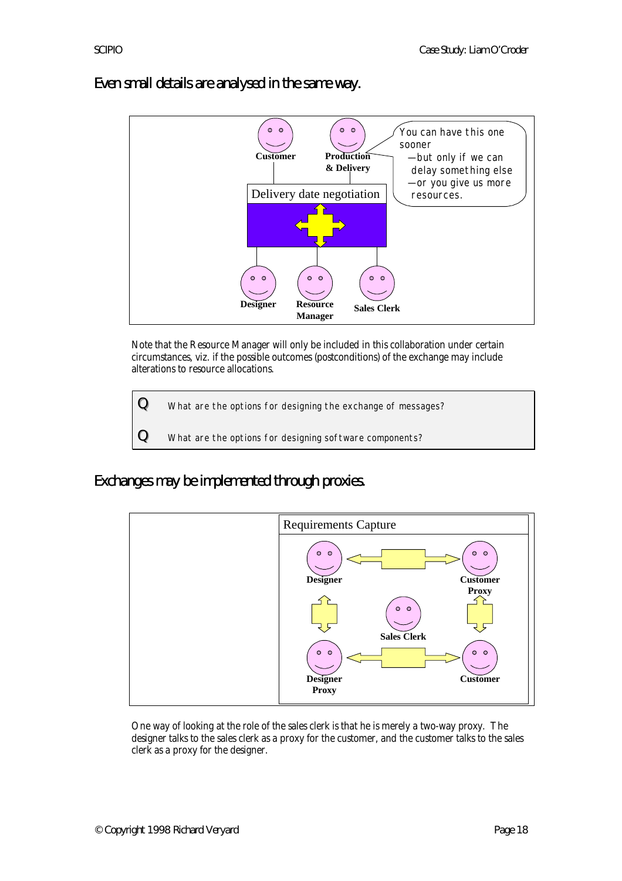## Even small details are analysed in the same way.

Customer | Production & Delivery

Delivery date negotiation

You can have this one sooner
—but only if we can delay something else
—or you give us more resources.

Designer | Resource Manager | Sales Clerk

Note that the Resource Manager will only be included in this collaboration under certain circumstances, viz. if the possible outcomes (postconditions) of the exchange may include alterations to resource allocations.

| | |
|---|---|
| Q | What are the options for designing the exchange of messages? |
| Q | What are the options for designing software components? |

## Exchanges may be implemented through proxies.

Requirements Capture

Designer | Customer Proxy

Sales Clerk

Designer Proxy | Customer

One way of looking at the role of the sales clerk is that he is merely a two-way proxy. The designer talks to the sales clerk as a proxy for the customer, and the customer talks to the sales clerk as a proxy for the designer.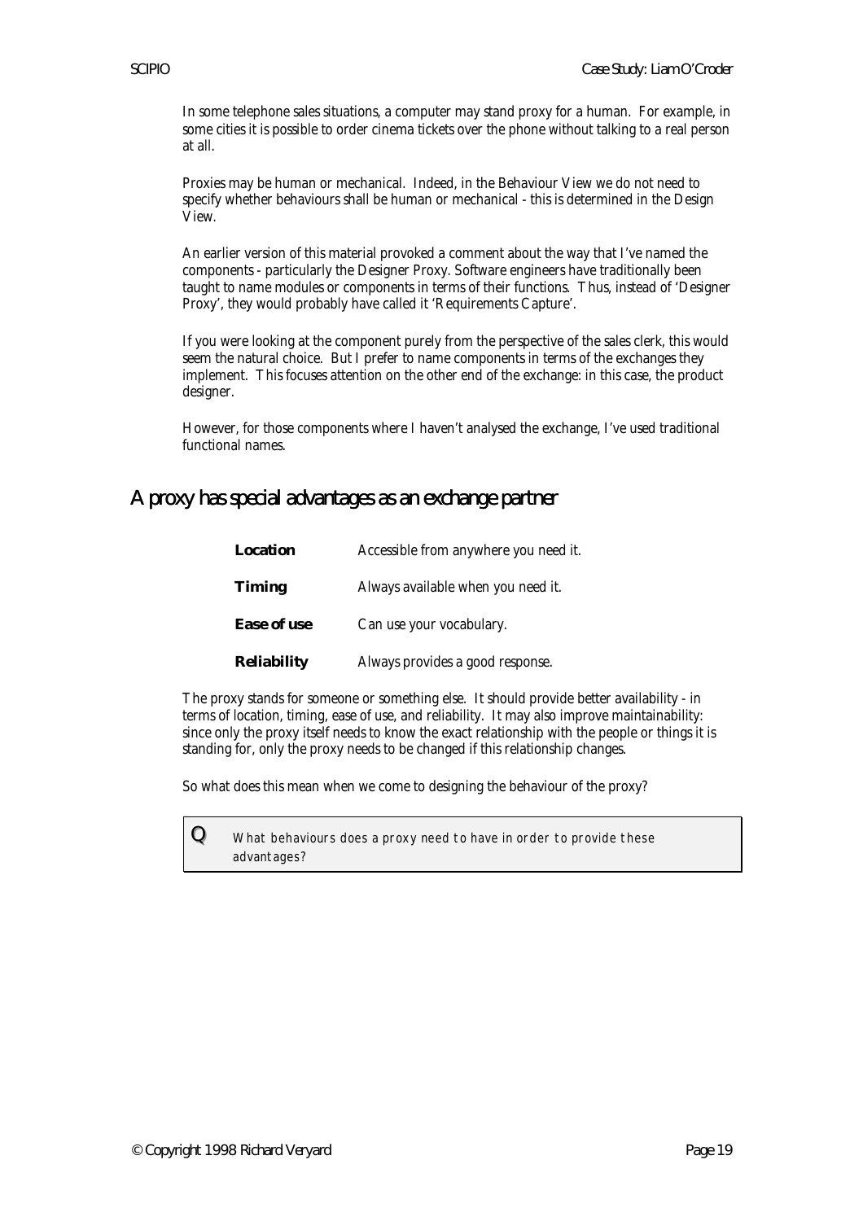In some telephone sales situations, a computer may stand proxy for a human. For example, in some cities it is possible to order cinema tickets over the phone without talking to a real person at all.

Proxies may be human or mechanical. Indeed, in the Behaviour View we do not need to specify whether behaviours shall be human or mechanical - this is determined in the Design View.

An earlier version of this material provoked a comment about the way that I've named the components - particularly the Designer Proxy. Software engineers have traditionally been taught to name modules or components in terms of their functions. Thus, instead of 'Designer Proxy', they would probably have called it 'Requirements Capture'.

If you were looking at the component purely from the perspective of the sales clerk, this would seem the natural choice. But I prefer to name components in terms of the exchanges they implement. This focuses attention on the other end of the exchange: in this case, the product designer.

However, for those components where I haven't analysed the exchange, I've used traditional functional names.

## A proxy has special advantages as an exchange partner

| | |
|---|---|
| **Location** | Accessible from anywhere you need it. |
| **Timing** | Always available when you need it. |
| **Ease of use** | Can use your vocabulary. |
| **Reliability** | Always provides a good response. |

The proxy stands for someone or something else. It should provide better availability - in terms of location, timing, ease of use, and reliability. It may also improve maintainability: since only the proxy itself needs to know the exact relationship with the people or things it is standing for, only the proxy needs to be changed if this relationship changes.

So what does this mean when we come to designing the behaviour of the proxy?

> **Q** What behaviours does a proxy need to have in order to provide these advantages?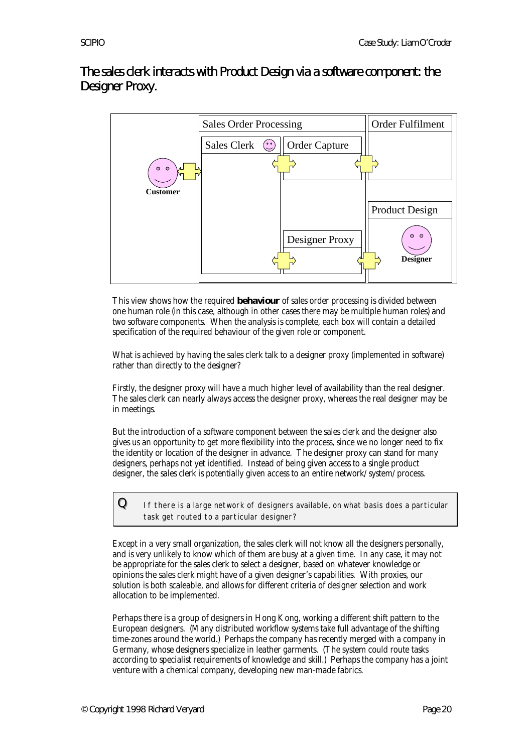## The sales clerk interacts with Product Design via a software component: the Designer Proxy.

This view shows how the required **behaviour** of sales order processing is divided between one human role (in this case, although in other cases there may be multiple human roles) and two software components. When the analysis is complete, each box will contain a detailed specification of the required behaviour of the given role or component.

What is achieved by having the sales clerk talk to a designer proxy (implemented in software) rather than directly to the designer?

Firstly, the designer proxy will have a much higher level of availability than the real designer. The sales clerk can nearly always access the designer proxy, whereas the real designer may be in meetings.

But the introduction of a software component between the sales clerk and the designer also gives us an opportunity to get more flexibility into the process, since we no longer need to fix the identity or location of the designer in advance. The designer proxy can stand for many designers, perhaps not yet identified. Instead of being given access to a single product designer, the sales clerk is potentially given access to an entire network/system/process.

> **Q** If there is a large network of designers available, on what basis does a particular task get routed to a particular designer?

Except in a very small organization, the sales clerk will not know all the designers personally, and is very unlikely to know which of them are busy at a given time. In any case, it may not be appropriate for the sales clerk to select a designer, based on whatever knowledge or opinions the sales clerk might have of a given designer's capabilities. With proxies, our solution is both scaleable, and allows for different criteria of designer selection and work allocation to be implemented.

Perhaps there is a group of designers in Hong Kong, working a different shift pattern to the European designers. (Many distributed workflow systems take full advantage of the shifting time-zones around the world.) Perhaps the company has recently merged with a company in Germany, whose designers specialize in leather garments. (The system could route tasks according to specialist requirements of knowledge and skill.) Perhaps the company has a joint venture with a chemical company, developing new man-made fabrics.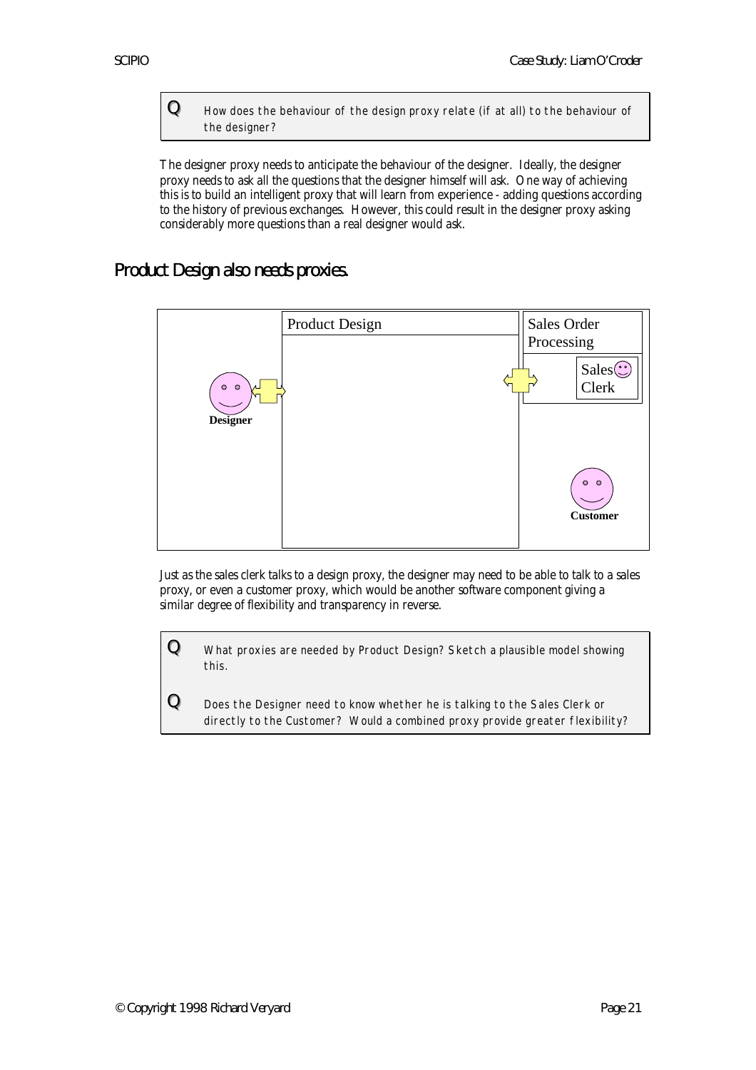**Q** How does the behaviour of the design proxy relate (if at all) to the behaviour of the designer?

The designer proxy needs to anticipate the behaviour of the designer. Ideally, the designer proxy needs to ask all the questions that the designer himself will ask. One way of achieving this is to build an intelligent proxy that will learn from experience - adding questions according to the history of previous exchanges. However, this could result in the designer proxy asking considerably more questions than a real designer would ask.

## Product Design also needs proxies.

Just as the sales clerk talks to a design proxy, the designer may need to be able to talk to a sales proxy, or even a customer proxy, which would be another software component giving a similar degree of flexibility and transparency in reverse.

**Q** What proxies are needed by Product Design? Sketch a plausible model showing this.

**Q** Does the Designer need to know whether he is talking to the Sales Clerk or directly to the Customer? Would a combined proxy provide greater flexibility?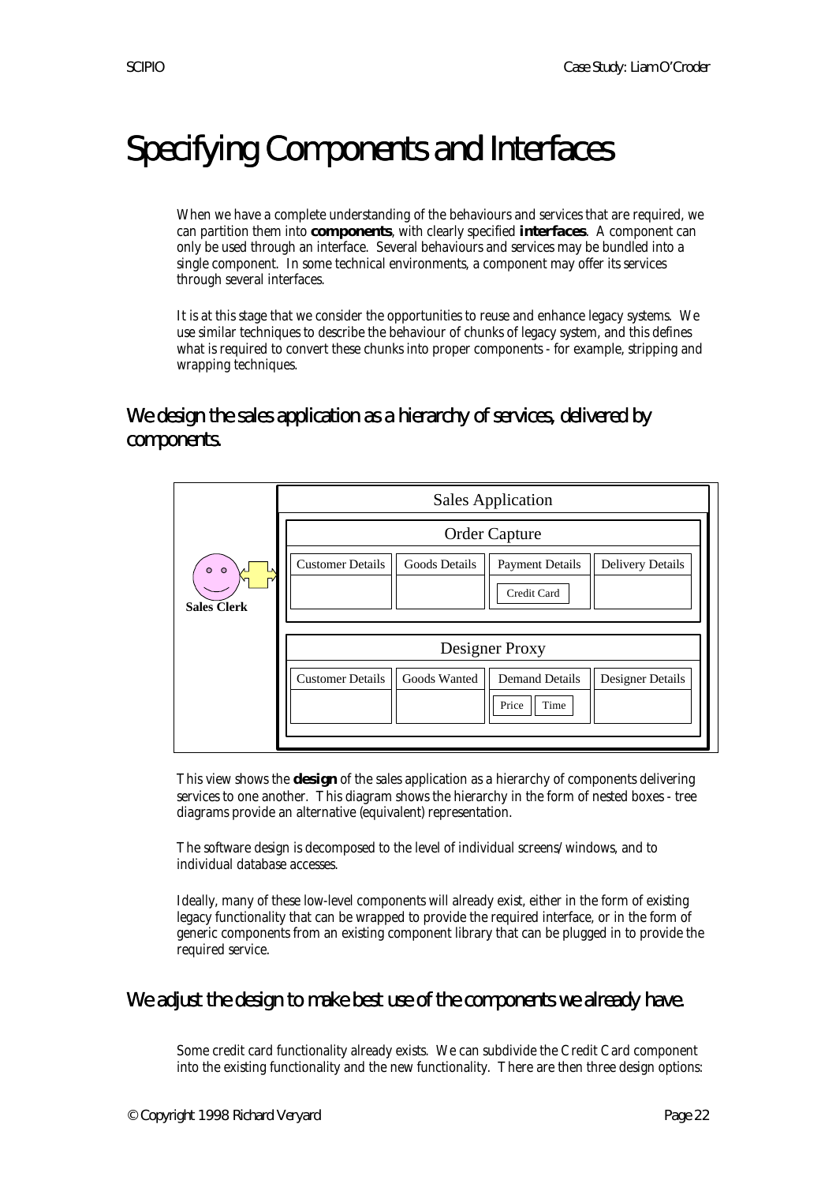# Specifying Components and Interfaces

When we have a complete understanding of the behaviours and services that are required, we can partition them into **components**, with clearly specified **interfaces**. A component can only be used through an interface. Several behaviours and services may be bundled into a single component. In some technical environments, a component may offer its services through several interfaces.

It is at this stage that we consider the opportunities to reuse and enhance legacy systems. We use similar techniques to describe the behaviour of chunks of legacy system, and this defines what is required to convert these chunks into proper components - for example, stripping and wrapping techniques.

## We design the sales application as a hierarchy of services, delivered by components.

Sales Clerk

Sales Application

- Order Capture
  - Customer Details
  - Goods Details
  - Payment Details
    - Credit Card
  - Delivery Details
- Designer Proxy
  - Customer Details
  - Goods Wanted
  - Demand Details
    - Price
    - Time
  - Designer Details

This view shows the **design** of the sales application as a hierarchy of components delivering services to one another. This diagram shows the hierarchy in the form of nested boxes - tree diagrams provide an alternative (equivalent) representation.

The software design is decomposed to the level of individual screens/windows, and to individual database accesses.

Ideally, many of these low-level components will already exist, either in the form of existing legacy functionality that can be wrapped to provide the required interface, or in the form of generic components from an existing component library that can be plugged in to provide the required service.

## We adjust the design to make best use of the components we already have.

Some credit card functionality already exists. We can subdivide the Credit Card component into the existing functionality and the new functionality. There are then three design options: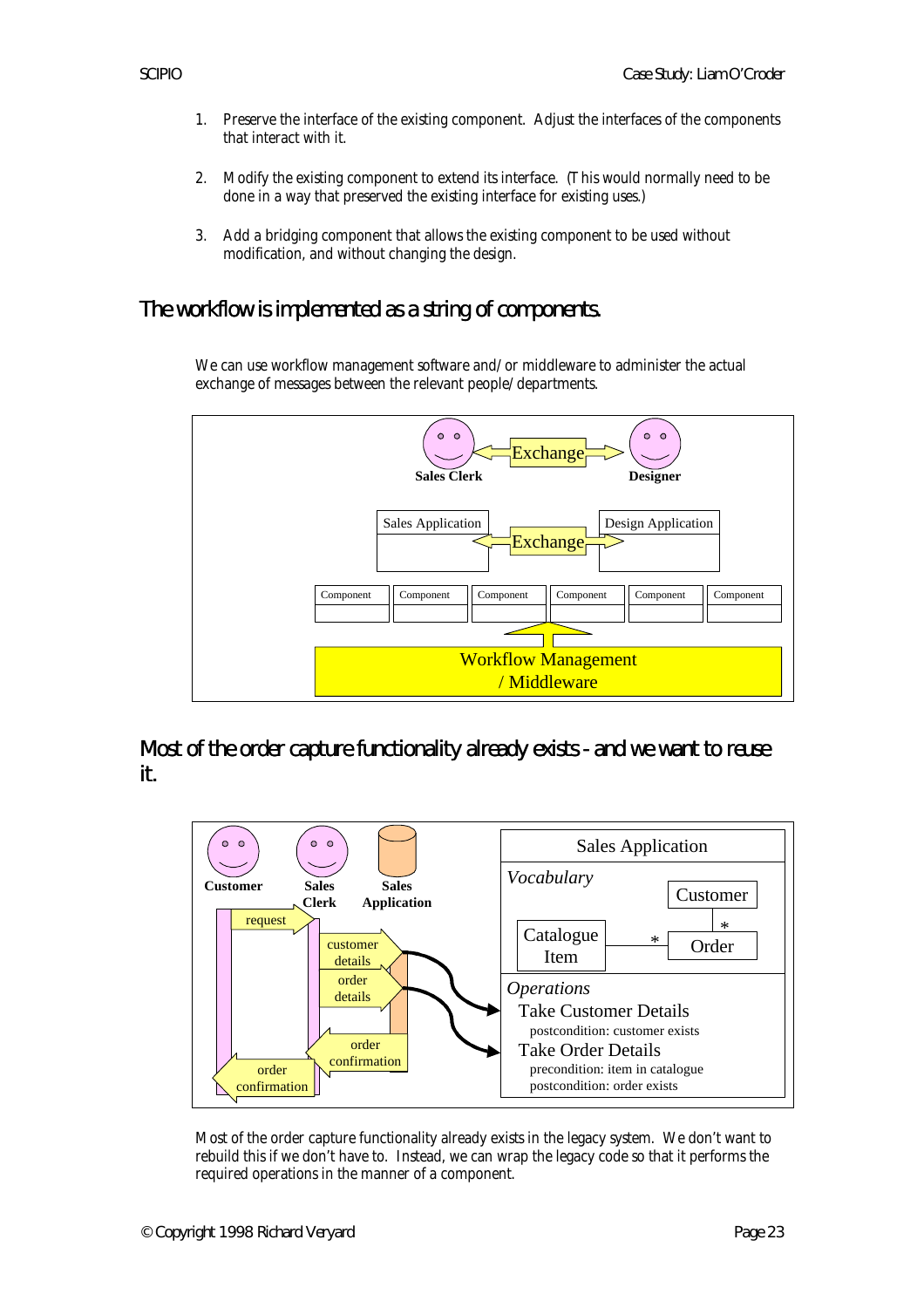1. Preserve the interface of the existing component. Adjust the interfaces of the components that interact with it.

2. Modify the existing component to extend its interface. (This would normally need to be done in a way that preserved the existing interface for existing uses.)

3. Add a bridging component that allows the existing component to be used without modification, and without changing the design.

## The workflow is implemented as a string of components.

We can use workflow management software and/or middleware to administer the actual exchange of messages between the relevant people/departments.

## Most of the order capture functionality already exists - and we want to reuse it.

Most of the order capture functionality already exists in the legacy system. We don't want to rebuild this if we don't have to. Instead, we can wrap the legacy code so that it performs the required operations in the manner of a component.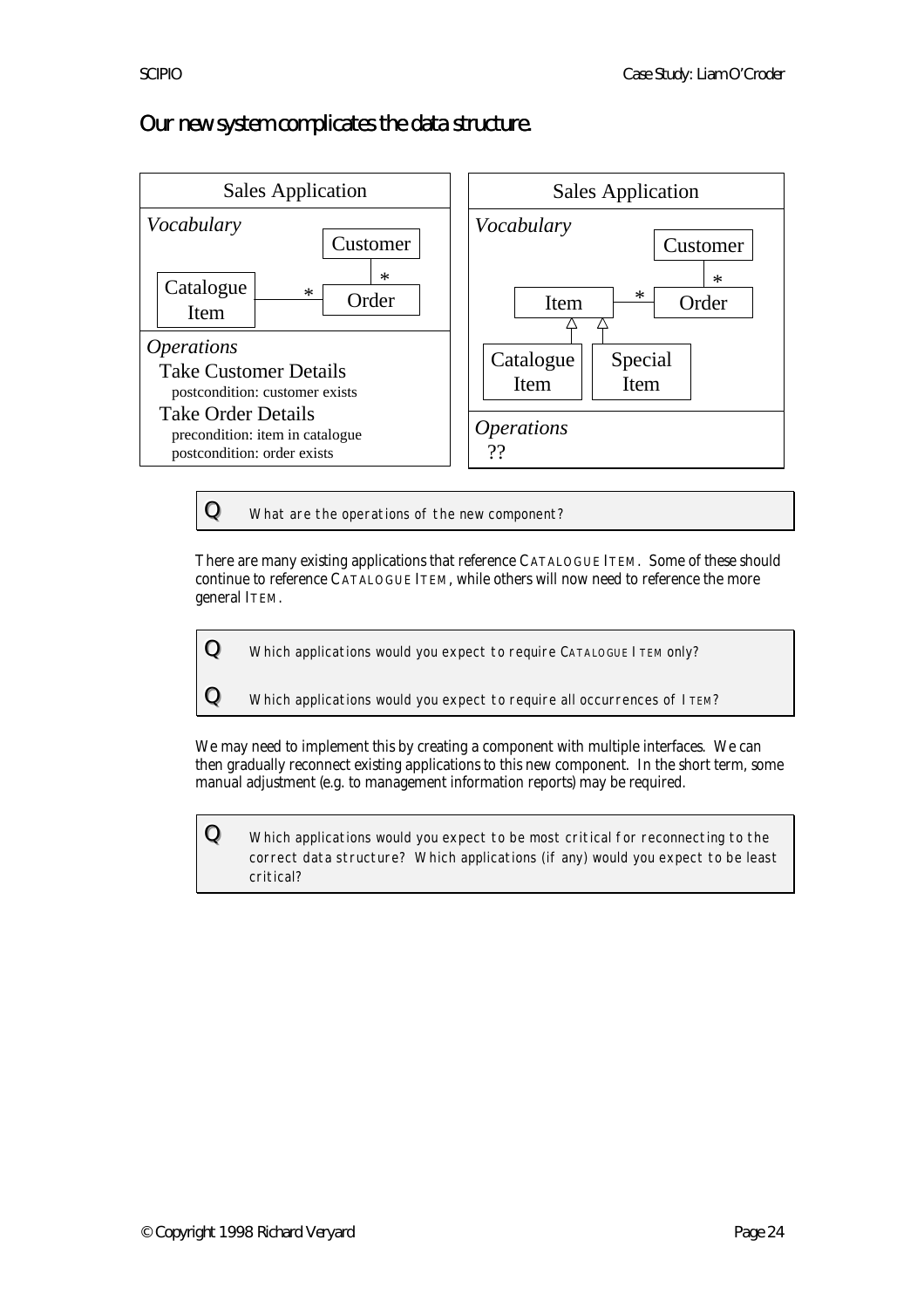## Our new system complicates the data structure.

| Sales Application (current) | Sales Application (new) |
|---|---|
| *Vocabulary*: Customer; Catalogue Item `*`— Order; Customer —`*` Order | *Vocabulary*: Customer; Item `*`— Order; Customer —`*` Order; Catalogue Item and Special Item are subtypes of Item |
| *Operations*:<br>Take Customer Details<br>postcondition: customer exists<br>Take Order Details<br>precondition: item in catalogue<br>postcondition: order exists | *Operations*:<br>?? |

> **Q** What are the operations of the new component?

There are many existing applications that reference CATALOGUE ITEM. Some of these should continue to reference CATALOGUE ITEM, while others will now need to reference the more general ITEM.

> **Q** Which applications would you expect to require CATALOGUE ITEM only?
>
> **Q** Which applications would you expect to require all occurrences of ITEM?

We may need to implement this by creating a component with multiple interfaces. We can then gradually reconnect existing applications to this new component. In the short term, some manual adjustment (e.g. to management information reports) may be required.

> **Q** Which applications would you expect to be most critical for reconnecting to the correct data structure? Which applications (if any) would you expect to be least critical?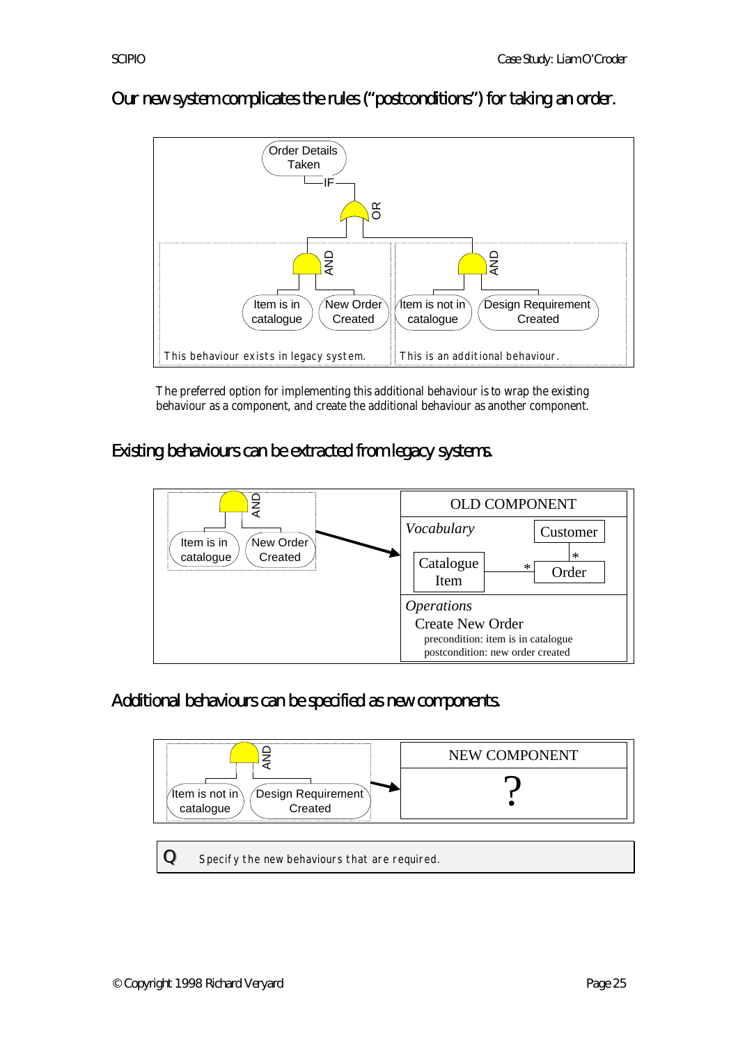## Our new system complicates the rules ("postconditions") for taking an order.

Order Details Taken

IF

OR

AND: Item is in catalogue; New Order Created

This behaviour exists in legacy system.

AND: Item is not in catalogue; Design Requirement Created

This is an additional behaviour.

The preferred option for implementing this additional behaviour is to wrap the existing behaviour as a component, and create the additional behaviour as another component.

## Existing behaviours can be extracted from legacy systems.

AND: Item is in catalogue; New Order Created

OLD COMPONENT

*Vocabulary*

Customer

Catalogue Item

Order

*

*

*Operations*

Create New Order

precondition: item is in catalogue

postcondition: new order created

## Additional behaviours can be specified as new components.

AND: Item is not in catalogue; Design Requirement Created

NEW COMPONENT

?

**Q** Specify the new behaviours that are required.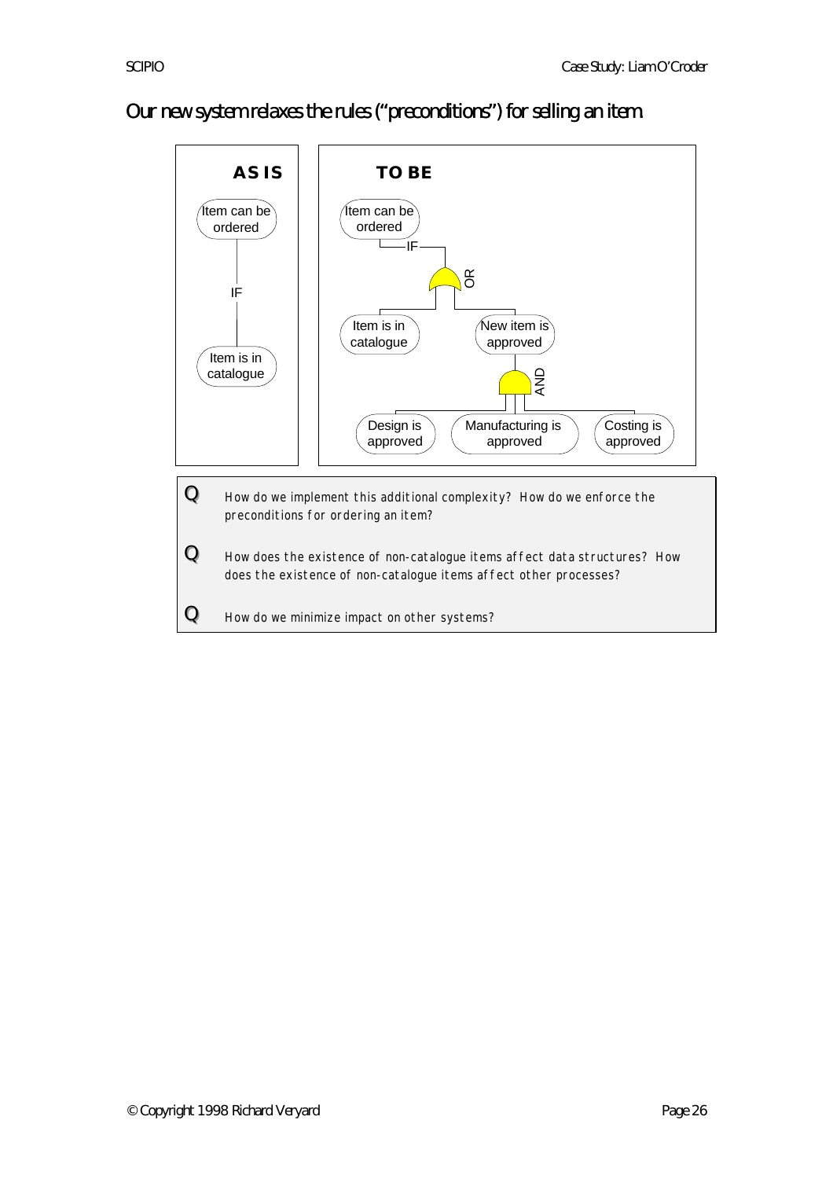# Our new system relaxes the rules ("preconditions") for selling an item

**AS IS**

Item can be ordered
IF
Item is in catalogue

**TO BE**

Item can be ordered
IF
OR
Item is in catalogue
New item is approved
AND
Design is approved
Manufacturing is approved
Costing is approved

**Q** How do we implement this additional complexity? How do we enforce the preconditions for ordering an item?

**Q** How does the existence of non-catalogue items affect data structures? How does the existence of non-catalogue items affect other processes?

**Q** How do we minimize impact on other systems?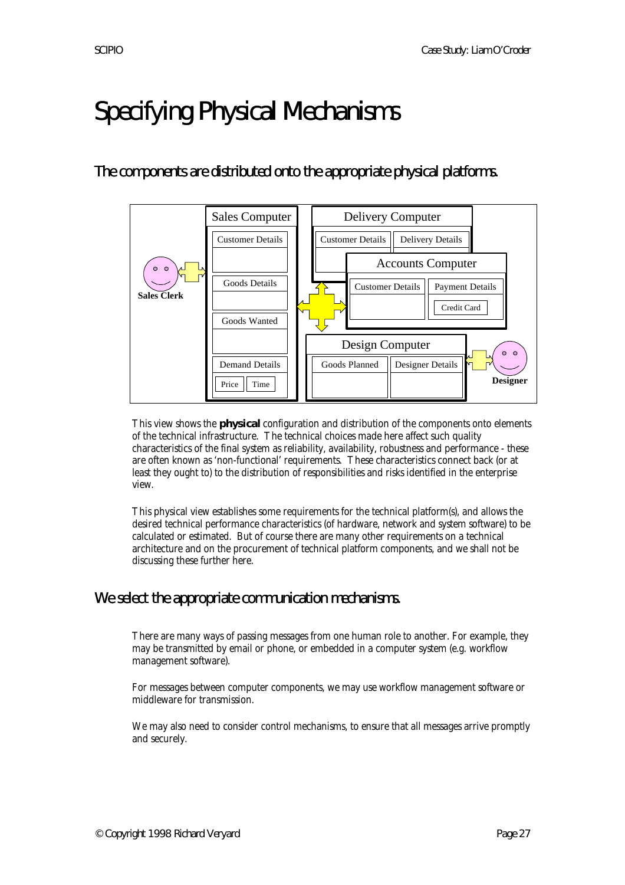# Specifying Physical Mechanisms

## The components are distributed onto the appropriate physical platforms.

This view shows the **physical** configuration and distribution of the components onto elements of the technical infrastructure. The technical choices made here affect such quality characteristics of the final system as reliability, availability, robustness and performance - these are often known as 'non-functional' requirements. These characteristics connect back (or at least they ought to) to the distribution of responsibilities and risks identified in the enterprise view.

This physical view establishes some requirements for the technical platform(s), and allows the desired technical performance characteristics (of hardware, network and system software) to be calculated or estimated. But of course there are many other requirements on a technical architecture and on the procurement of technical platform components, and we shall not be discussing these further here.

## We select the appropriate communication mechanisms.

There are many ways of passing messages from one human role to another. For example, they may be transmitted by email or phone, or embedded in a computer system (e.g. workflow management software).

For messages between computer components, we may use workflow management software or middleware for transmission.

We may also need to consider control mechanisms, to ensure that all messages arrive promptly and securely.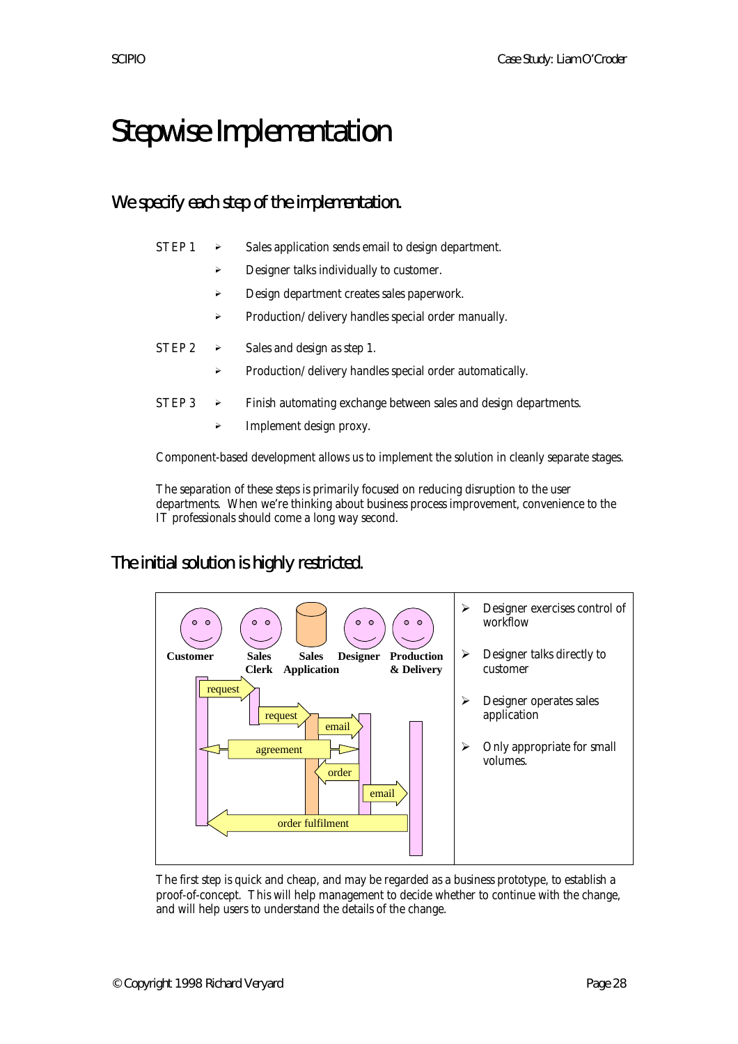# Stepwise Implementation

## We specify each step of the implementation.

STEP 1
- Sales application sends email to design department.
- Designer talks individually to customer.
- Design department creates sales paperwork.
- Production/delivery handles special order manually.

STEP 2
- Sales and design as step 1.
- Production/delivery handles special order automatically.

STEP 3
- Finish automating exchange between sales and design departments.
- Implement design proxy.

Component-based development allows us to implement the solution in cleanly separate stages.

The separation of these steps is primarily focused on reducing disruption to the user departments. When we're thinking about business process improvement, convenience to the IT professionals should come a long way second.

## The initial solution is highly restricted.

Customer | Sales Clerk | Sales Application | Designer | Production & Delivery

request → request → email → agreement → order → email → order fulfilment

- Designer exercises control of workflow
- Designer talks directly to customer
- Designer operates sales application
- Only appropriate for small volumes.

The first step is quick and cheap, and may be regarded as a business prototype, to establish a proof-of-concept. This will help management to decide whether to continue with the change, and will help users to understand the details of the change.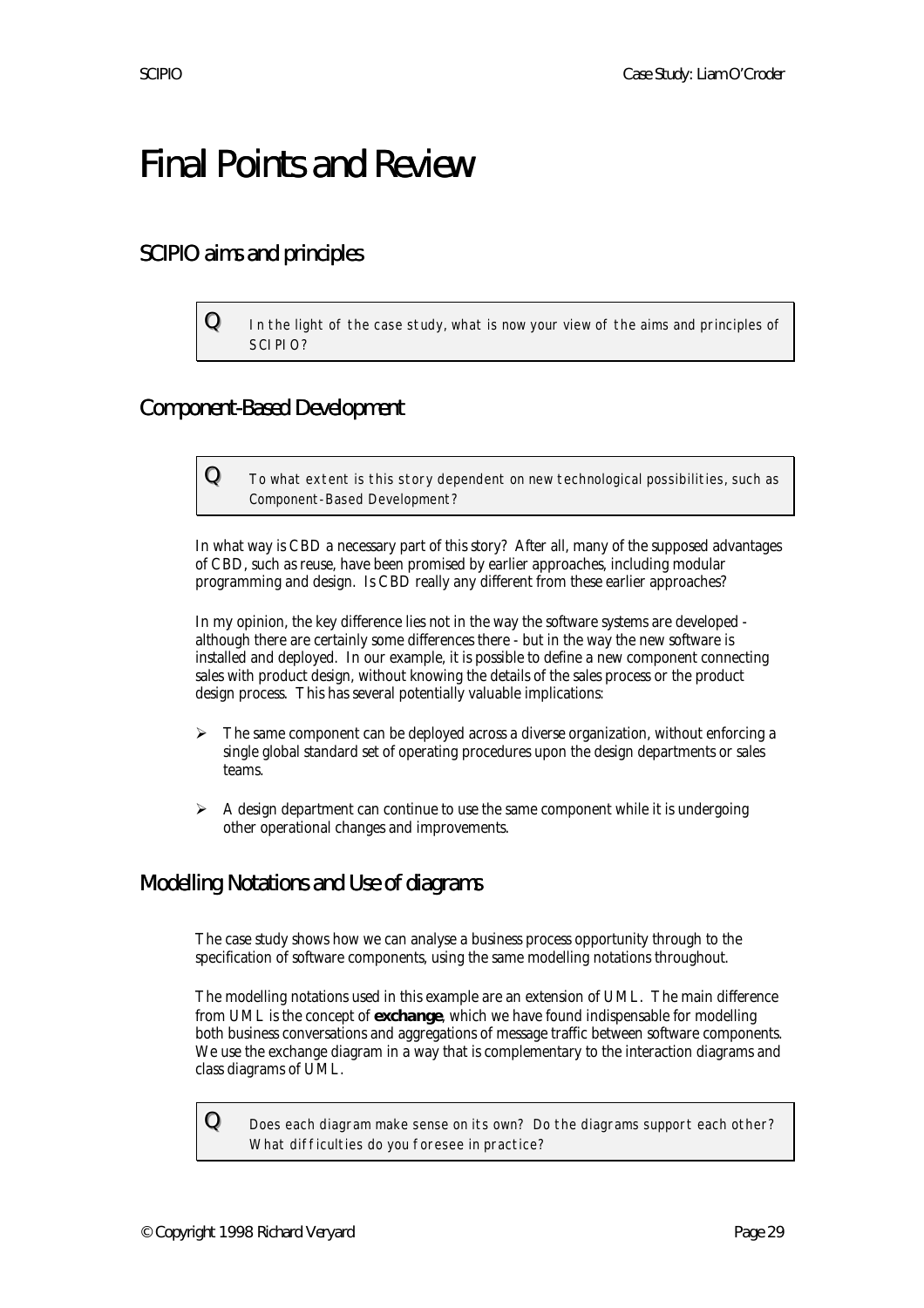# Final Points and Review

## SCIPIO aims and principles

> **Q** *In the light of the case study, what is now your view of the aims and principles of SCIPIO?*

## Component-Based Development

> **Q** *To what extent is this story dependent on new technological possibilities, such as Component-Based Development?*

In what way is CBD a necessary part of this story? After all, many of the supposed advantages of CBD, such as reuse, have been promised by earlier approaches, including modular programming and design. Is CBD really any different from these earlier approaches?

In my opinion, the key difference lies not in the way the software systems are developed - although there are certainly some differences there - but in the way the new software is installed and deployed. In our example, it is possible to define a new component connecting sales with product design, without knowing the details of the sales process or the product design process. This has several potentially valuable implications:

- The same component can be deployed across a diverse organization, without enforcing a single global standard set of operating procedures upon the design departments or sales teams.
- A design department can continue to use the same component while it is undergoing other operational changes and improvements.

## Modelling Notations and Use of diagrams

The case study shows how we can analyse a business process opportunity through to the specification of software components, using the same modelling notations throughout.

The modelling notations used in this example are an extension of UML. The main difference from UML is the concept of **exchange**, which we have found indispensable for modelling both business conversations and aggregations of message traffic between software components. We use the exchange diagram in a way that is complementary to the interaction diagrams and class diagrams of UML.

> **Q** *Does each diagram make sense on its own? Do the diagrams support each other? What difficulties do you foresee in practice?*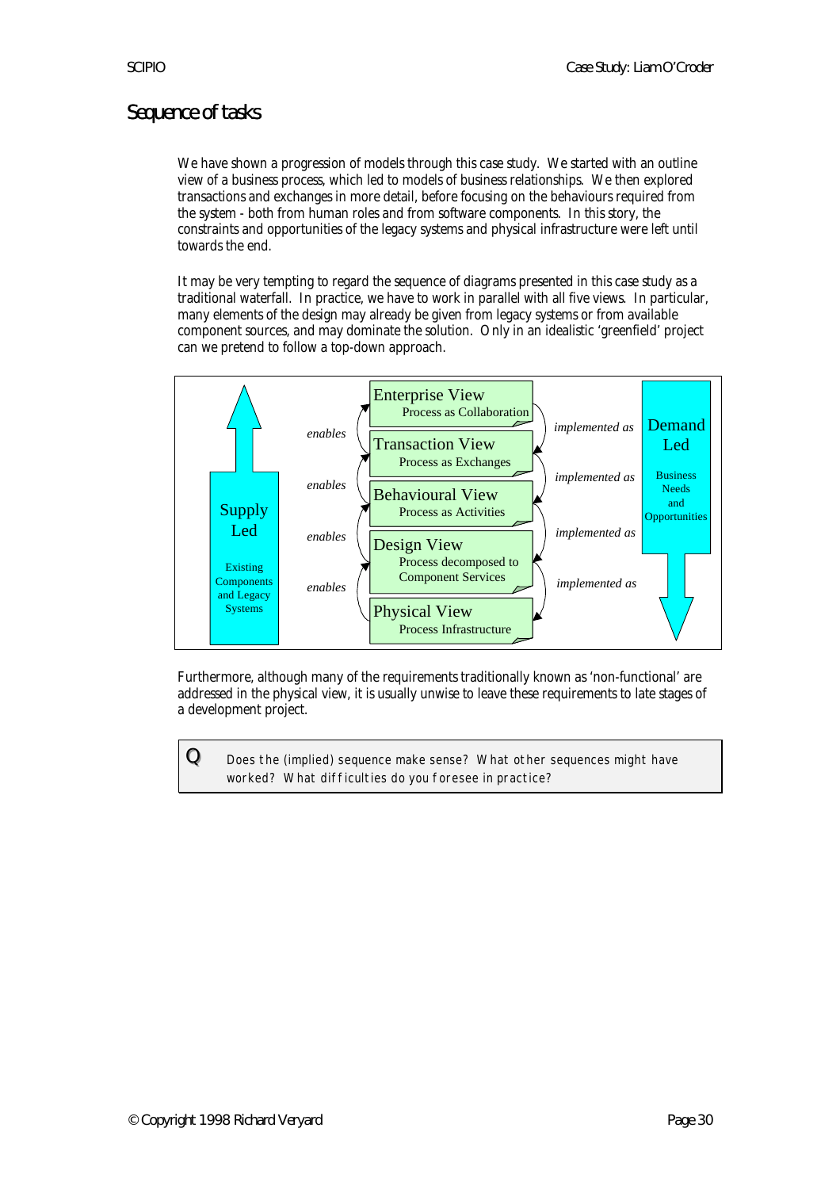## Sequence of tasks

We have shown a progression of models through this case study. We started with an outline view of a business process, which led to models of business relationships. We then explored transactions and exchanges in more detail, before focusing on the behaviours required from the system - both from human roles and from software components. In this story, the constraints and opportunities of the legacy systems and physical infrastructure were left until towards the end.

It may be very tempting to regard the sequence of diagrams presented in this case study as a traditional waterfall. In practice, we have to work in parallel with all five views. In particular, many elements of the design may already be given from legacy systems or from available component sources, and may dominate the solution. Only in an idealistic 'greenfield' project can we pretend to follow a top-down approach.

Supply Led
Existing Components and Legacy Systems

Enterprise View
Process as Collaboration

Transaction View
Process as Exchanges

Behavioural View
Process as Activities

Design View
Process decomposed to Component Services

Physical View
Process Infrastructure

enables
enables
enables
enables

implemented as
implemented as
implemented as
implemented as

Demand Led
Business Needs and Opportunities

Furthermore, although many of the requirements traditionally known as 'non-functional' are addressed in the physical view, it is usually unwise to leave these requirements to late stages of a development project.

> **Q** Does the (implied) sequence make sense? What other sequences might have worked? What difficulties do you foresee in practice?